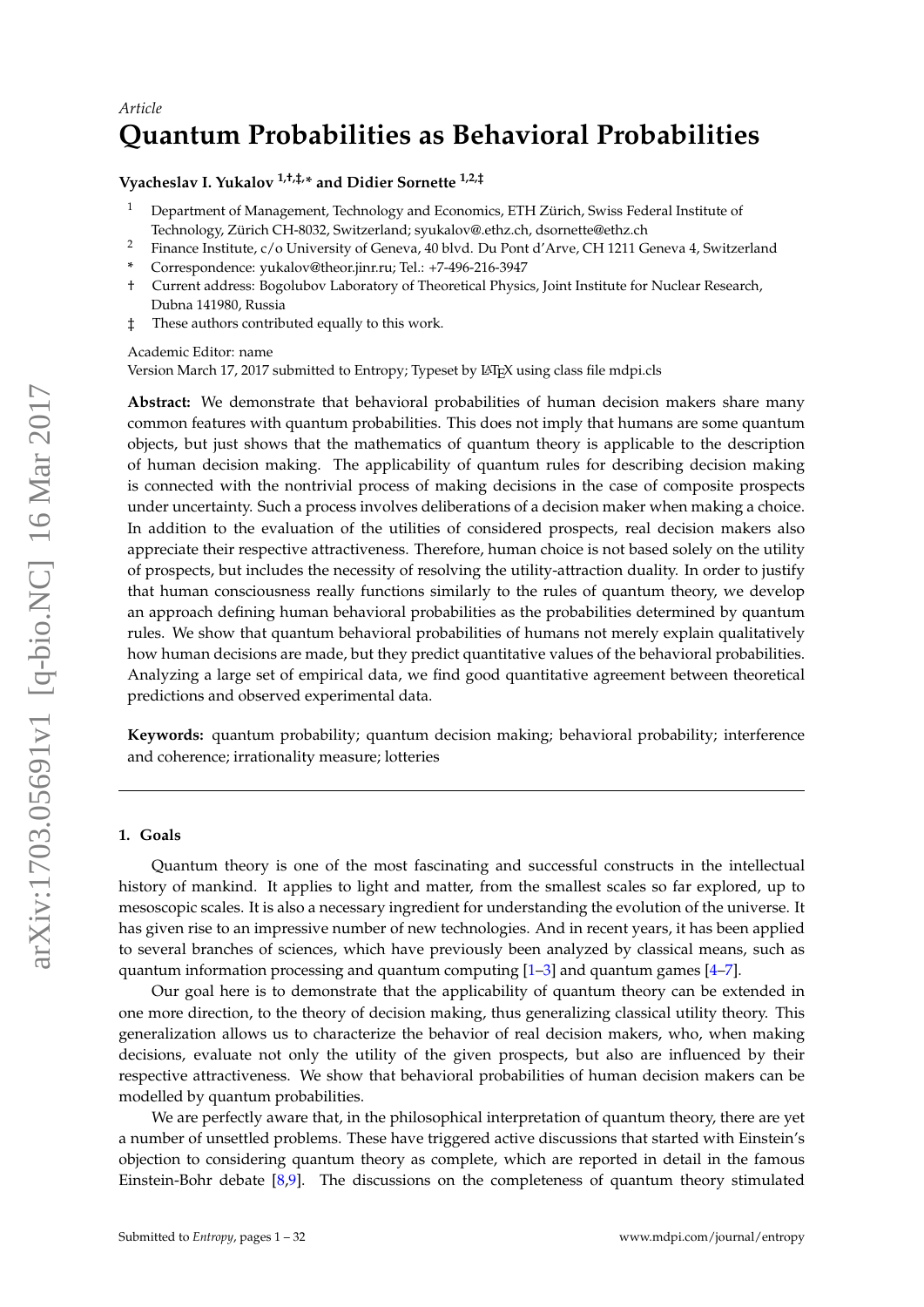*Article*

# Quantum Probabilities as Behavioral Probabilities

**Vyacheslav I. Yukalov [1,†,‡,*] and Didier Sornette [1,2,‡]**

1. Department of Management, Technology and Economics, ETH Zürich, Swiss Federal Institute of Technology, Zürich CH-8032, Switzerland; syukalov@ethz.ch, dsornette@ethz.ch
2. Finance Institute, c/o University of Geneva, 40 blvd. Du Pont d'Arve, CH 1211 Geneva 4, Switzerland

\* Correspondence: yukalov@theor.jinr.ru; Tel.: +7-496-216-3947

† Current address: Bogolubov Laboratory of Theoretical Physics, Joint Institute for Nuclear Research, Dubna 141980, Russia

‡ These authors contributed equally to this work.

Academic Editor: name

Version March 17, 2017 submitted to Entropy; Typeset by LaTeX using class file mdpi.cls

**Abstract:** We demonstrate that behavioral probabilities of human decision makers share many common features with quantum probabilities. This does not imply that humans are some quantum objects, but just shows that the mathematics of quantum theory is applicable to the description of human decision making. The applicability of quantum rules for describing decision making is connected with the nontrivial process of making decisions in the case of composite prospects under uncertainty. Such a process involves deliberations of a decision maker when making a choice. In addition to the evaluation of the utilities of considered prospects, real decision makers also appreciate their respective attractiveness. Therefore, human choice is not based solely on the utility of prospects, but includes the necessity of resolving the utility-attraction duality. In order to justify that human consciousness really functions similarly to the rules of quantum theory, we develop an approach defining human behavioral probabilities as the probabilities determined by quantum rules. We show that quantum behavioral probabilities of humans not merely explain qualitatively how human decisions are made, but they predict quantitative values of the behavioral probabilities. Analyzing a large set of empirical data, we find good quantitative agreement between theoretical predictions and observed experimental data.

**Keywords:** quantum probability; quantum decision making; behavioral probability; interference and coherence; irrationality measure; lotteries

---

## 1. Goals

Quantum theory is one of the most fascinating and successful constructs in the intellectual history of mankind. It applies to light and matter, from the smallest scales so far explored, up to mesoscopic scales. It is also a necessary ingredient for understanding the evolution of the universe. It has given rise to an impressive number of new technologies. And in recent years, it has been applied to several branches of sciences, which have previously been analyzed by classical means, such as quantum information processing and quantum computing [1–3] and quantum games [4–7].

Our goal here is to demonstrate that the applicability of quantum theory can be extended in one more direction, to the theory of decision making, thus generalizing classical utility theory. This generalization allows us to characterize the behavior of real decision makers, who, when making decisions, evaluate not only the utility of the given prospects, but also are influenced by their respective attractiveness. We show that behavioral probabilities of human decision makers can be modelled by quantum probabilities.

We are perfectly aware that, in the philosophical interpretation of quantum theory, there are yet a number of unsettled problems. These have triggered active discussions that started with Einstein's objection to considering quantum theory as complete, which are reported in detail in the famous Einstein-Bohr debate [8,9]. The discussions on the completeness of quantum theory stimulated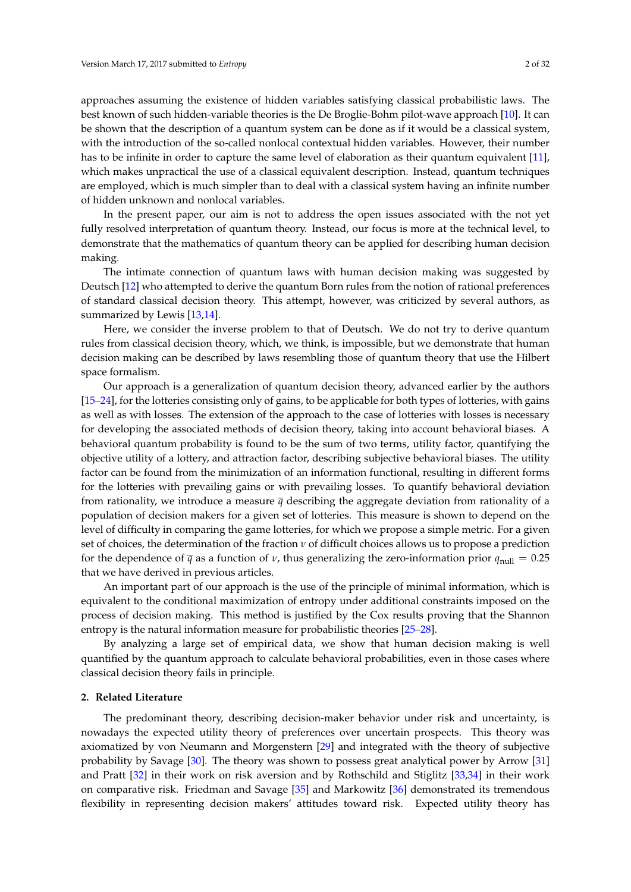approaches assuming the existence of hidden variables satisfying classical probabilistic laws. The best known of such hidden-variable theories is the De Broglie-Bohm pilot-wave approach [10]. It can be shown that the description of a quantum system can be done as if it would be a classical system, with the introduction of the so-called nonlocal contextual hidden variables. However, their number has to be infinite in order to capture the same level of elaboration as their quantum equivalent [11], which makes unpractical the use of a classical equivalent description. Instead, quantum techniques are employed, which is much simpler than to deal with a classical system having an infinite number of hidden unknown and nonlocal variables.

In the present paper, our aim is not to address the open issues associated with the not yet fully resolved interpretation of quantum theory. Instead, our focus is more at the technical level, to demonstrate that the mathematics of quantum theory can be applied for describing human decision making.

The intimate connection of quantum laws with human decision making was suggested by Deutsch [12] who attempted to derive the quantum Born rules from the notion of rational preferences of standard classical decision theory. This attempt, however, was criticized by several authors, as summarized by Lewis [13,14].

Here, we consider the inverse problem to that of Deutsch. We do not try to derive quantum rules from classical decision theory, which, we think, is impossible, but we demonstrate that human decision making can be described by laws resembling those of quantum theory that use the Hilbert space formalism.

Our approach is a generalization of quantum decision theory, advanced earlier by the authors [15–24], for the lotteries consisting only of gains, to be applicable for both types of lotteries, with gains as well as with losses. The extension of the approach to the case of lotteries with losses is necessary for developing the associated methods of decision theory, taking into account behavioral biases. A behavioral quantum probability is found to be the sum of two terms, utility factor, quantifying the objective utility of a lottery, and attraction factor, describing subjective behavioral biases. The utility factor can be found from the minimization of an information functional, resulting in different forms for the lotteries with prevailing gains or with prevailing losses. To quantify behavioral deviation from rationality, we introduce a measure $\overline{q}$ describing the aggregate deviation from rationality of a population of decision makers for a given set of lotteries. This measure is shown to depend on the level of difficulty in comparing the game lotteries, for which we propose a simple metric. For a given set of choices, the determination of the fraction $\nu$ of difficult choices allows us to propose a prediction for the dependence of $\overline{q}$ as a function of $\nu$, thus generalizing the zero-information prior $q_{\text{null}} = 0.25$ that we have derived in previous articles.

An important part of our approach is the use of the principle of minimal information, which is equivalent to the conditional maximization of entropy under additional constraints imposed on the process of decision making. This method is justified by the Cox results proving that the Shannon entropy is the natural information measure for probabilistic theories [25–28].

By analyzing a large set of empirical data, we show that human decision making is well quantified by the quantum approach to calculate behavioral probabilities, even in those cases where classical decision theory fails in principle.

## 2. Related Literature

The predominant theory, describing decision-maker behavior under risk and uncertainty, is nowadays the expected utility theory of preferences over uncertain prospects. This theory was axiomatized by von Neumann and Morgenstern [29] and integrated with the theory of subjective probability by Savage [30]. The theory was shown to possess great analytical power by Arrow [31] and Pratt [32] in their work on risk aversion and by Rothschild and Stiglitz [33,34] in their work on comparative risk. Friedman and Savage [35] and Markowitz [36] demonstrated its tremendous flexibility in representing decision makers' attitudes toward risk. Expected utility theory has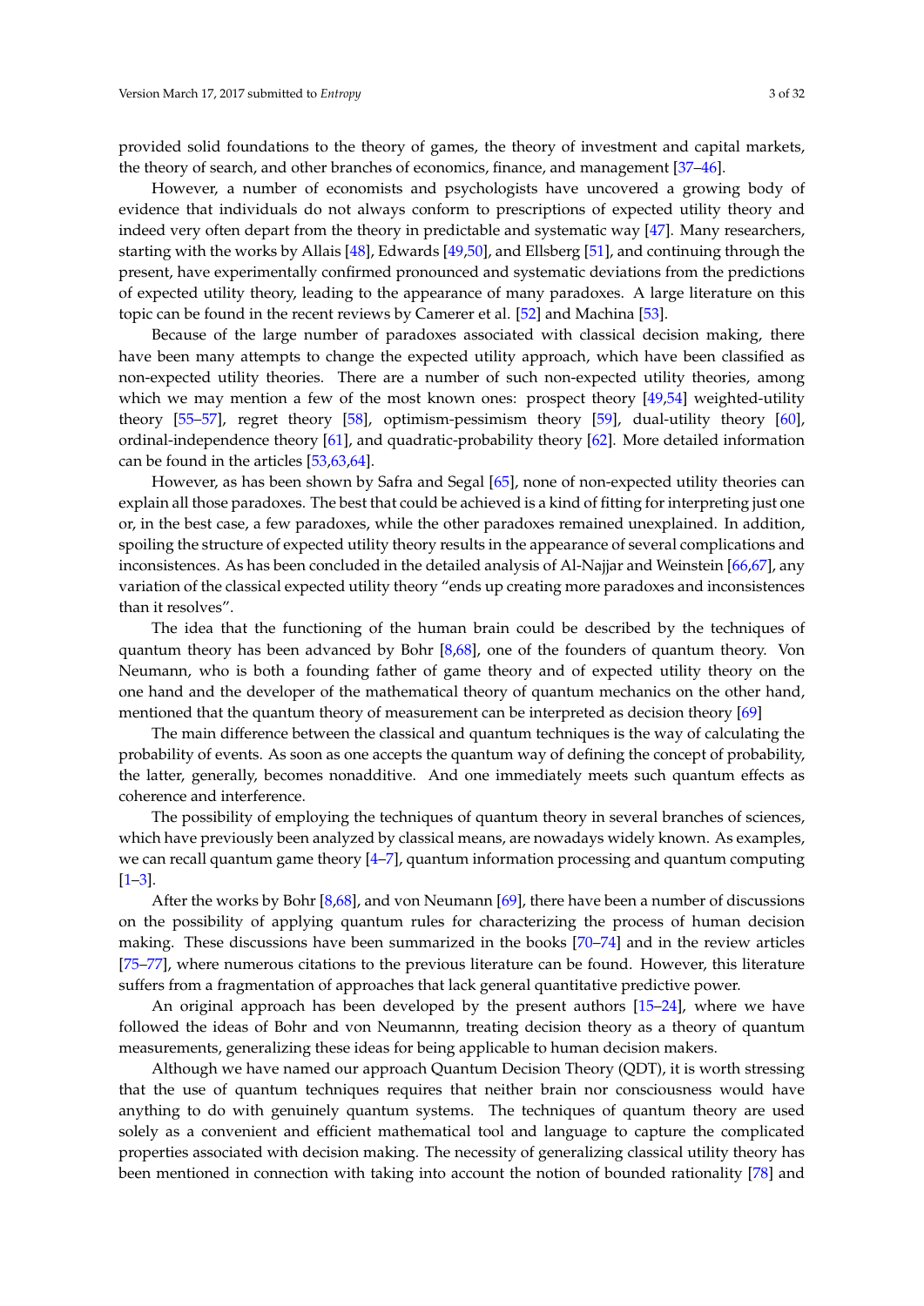provided solid foundations to the theory of games, the theory of investment and capital markets, the theory of search, and other branches of economics, finance, and management [37–46].

However, a number of economists and psychologists have uncovered a growing body of evidence that individuals do not always conform to prescriptions of expected utility theory and indeed very often depart from the theory in predictable and systematic way [47]. Many researchers, starting with the works by Allais [48], Edwards [49,50], and Ellsberg [51], and continuing through the present, have experimentally confirmed pronounced and systematic deviations from the predictions of expected utility theory, leading to the appearance of many paradoxes. A large literature on this topic can be found in the recent reviews by Camerer et al. [52] and Machina [53].

Because of the large number of paradoxes associated with classical decision making, there have been many attempts to change the expected utility approach, which have been classified as non-expected utility theories. There are a number of such non-expected utility theories, among which we may mention a few of the most known ones: prospect theory [49,54] weighted-utility theory [55–57], regret theory [58], optimism-pessimism theory [59], dual-utility theory [60], ordinal-independence theory [61], and quadratic-probability theory [62]. More detailed information can be found in the articles [53,63,64].

However, as has been shown by Safra and Segal [65], none of non-expected utility theories can explain all those paradoxes. The best that could be achieved is a kind of fitting for interpreting just one or, in the best case, a few paradoxes, while the other paradoxes remained unexplained. In addition, spoiling the structure of expected utility theory results in the appearance of several complications and inconsistences. As has been concluded in the detailed analysis of Al-Najjar and Weinstein [66,67], any variation of the classical expected utility theory "ends up creating more paradoxes and inconsistences than it resolves".

The idea that the functioning of the human brain could be described by the techniques of quantum theory has been advanced by Bohr [8,68], one of the founders of quantum theory. Von Neumann, who is both a founding father of game theory and of expected utility theory on the one hand and the developer of the mathematical theory of quantum mechanics on the other hand, mentioned that the quantum theory of measurement can be interpreted as decision theory [69]

The main difference between the classical and quantum techniques is the way of calculating the probability of events. As soon as one accepts the quantum way of defining the concept of probability, the latter, generally, becomes nonadditive. And one immediately meets such quantum effects as coherence and interference.

The possibility of employing the techniques of quantum theory in several branches of sciences, which have previously been analyzed by classical means, are nowadays widely known. As examples, we can recall quantum game theory [4–7], quantum information processing and quantum computing [1–3].

After the works by Bohr [8,68], and von Neumann [69], there have been a number of discussions on the possibility of applying quantum rules for characterizing the process of human decision making. These discussions have been summarized in the books [70–74] and in the review articles [75–77], where numerous citations to the previous literature can be found. However, this literature suffers from a fragmentation of approaches that lack general quantitative predictive power.

An original approach has been developed by the present authors [15–24], where we have followed the ideas of Bohr and von Neumann, treating decision theory as a theory of quantum measurements, generalizing these ideas for being applicable to human decision makers.

Although we have named our approach Quantum Decision Theory (QDT), it is worth stressing that the use of quantum techniques requires that neither brain nor consciousness would have anything to do with genuinely quantum systems. The techniques of quantum theory are used solely as a convenient and efficient mathematical tool and language to capture the complicated properties associated with decision making. The necessity of generalizing classical utility theory has been mentioned in connection with taking into account the notion of bounded rationality [78] and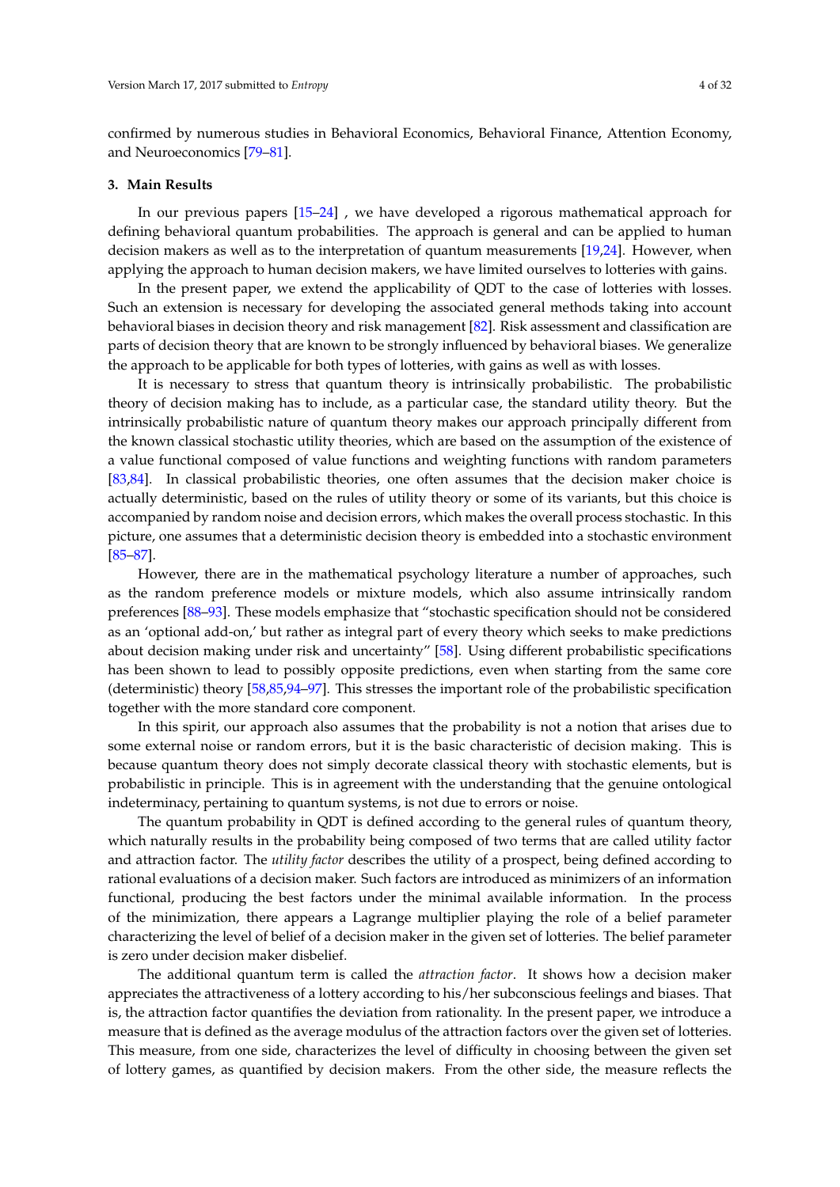confirmed by numerous studies in Behavioral Economics, Behavioral Finance, Attention Economy, and Neuroeconomics [79–81].

## 3. Main Results

In our previous papers [15–24] , we have developed a rigorous mathematical approach for defining behavioral quantum probabilities. The approach is general and can be applied to human decision makers as well as to the interpretation of quantum measurements [19,24]. However, when applying the approach to human decision makers, we have limited ourselves to lotteries with gains.

In the present paper, we extend the applicability of QDT to the case of lotteries with losses. Such an extension is necessary for developing the associated general methods taking into account behavioral biases in decision theory and risk management [82]. Risk assessment and classification are parts of decision theory that are known to be strongly influenced by behavioral biases. We generalize the approach to be applicable for both types of lotteries, with gains as well as with losses.

It is necessary to stress that quantum theory is intrinsically probabilistic. The probabilistic theory of decision making has to include, as a particular case, the standard utility theory. But the intrinsically probabilistic nature of quantum theory makes our approach principally different from the known classical stochastic utility theories, which are based on the assumption of the existence of a value functional composed of value functions and weighting functions with random parameters [83,84]. In classical probabilistic theories, one often assumes that the decision maker choice is actually deterministic, based on the rules of utility theory or some of its variants, but this choice is accompanied by random noise and decision errors, which makes the overall process stochastic. In this picture, one assumes that a deterministic decision theory is embedded into a stochastic environment [85–87].

However, there are in the mathematical psychology literature a number of approaches, such as the random preference models or mixture models, which also assume intrinsically random preferences [88–93]. These models emphasize that "stochastic specification should not be considered as an 'optional add-on,' but rather as integral part of every theory which seeks to make predictions about decision making under risk and uncertainty" [58]. Using different probabilistic specifications has been shown to lead to possibly opposite predictions, even when starting from the same core (deterministic) theory [58,85,94–97]. This stresses the important role of the probabilistic specification together with the more standard core component.

In this spirit, our approach also assumes that the probability is not a notion that arises due to some external noise or random errors, but it is the basic characteristic of decision making. This is because quantum theory does not simply decorate classical theory with stochastic elements, but is probabilistic in principle. This is in agreement with the understanding that the genuine ontological indeterminacy, pertaining to quantum systems, is not due to errors or noise.

The quantum probability in QDT is defined according to the general rules of quantum theory, which naturally results in the probability being composed of two terms that are called utility factor and attraction factor. The *utility factor* describes the utility of a prospect, being defined according to rational evaluations of a decision maker. Such factors are introduced as minimizers of an information functional, producing the best factors under the minimal available information. In the process of the minimization, there appears a Lagrange multiplier playing the role of a belief parameter characterizing the level of belief of a decision maker in the given set of lotteries. The belief parameter is zero under decision maker disbelief.

The additional quantum term is called the *attraction factor*. It shows how a decision maker appreciates the attractiveness of a lottery according to his/her subconscious feelings and biases. That is, the attraction factor quantifies the deviation from rationality. In the present paper, we introduce a measure that is defined as the average modulus of the attraction factors over the given set of lotteries. This measure, from one side, characterizes the level of difficulty in choosing between the given set of lottery games, as quantified by decision makers. From the other side, the measure reflects the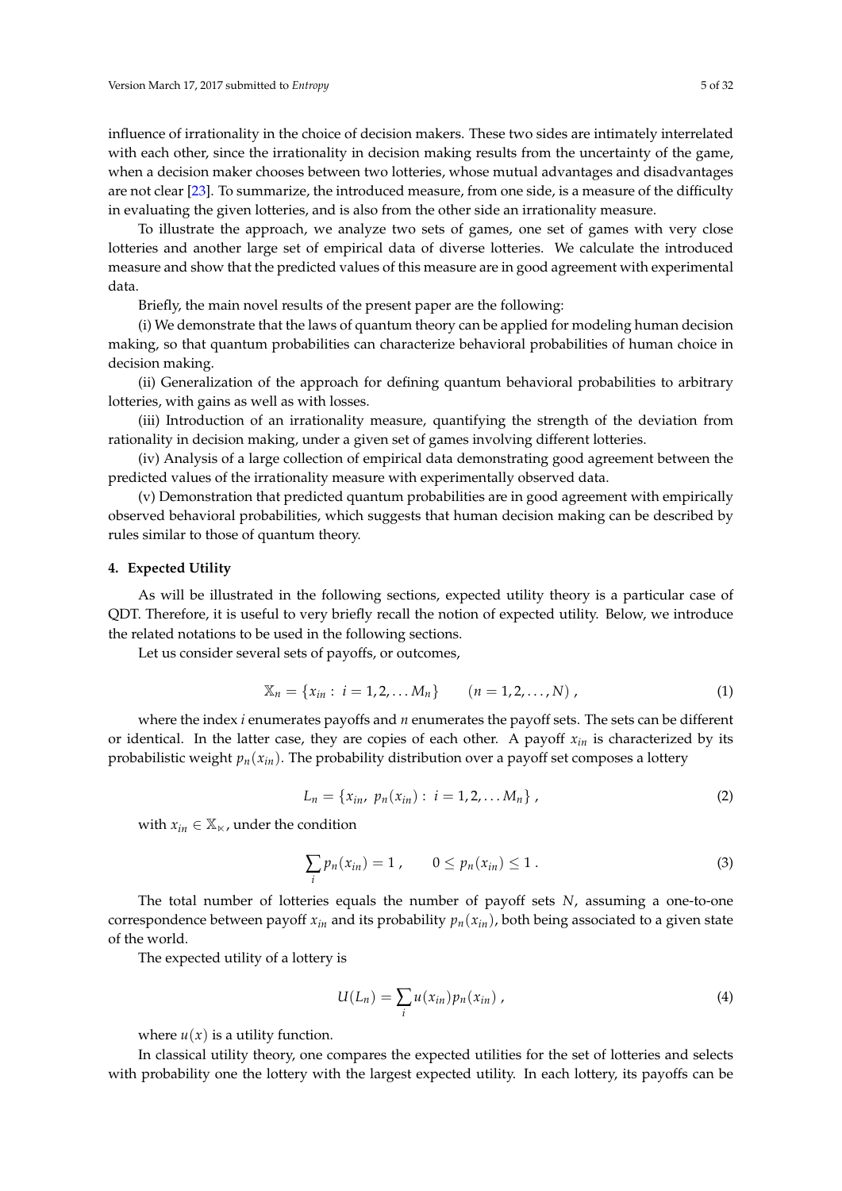influence of irrationality in the choice of decision makers. These two sides are intimately interrelated with each other, since the irrationality in decision making results from the uncertainty of the game, when a decision maker chooses between two lotteries, whose mutual advantages and disadvantages are not clear [23]. To summarize, the introduced measure, from one side, is a measure of the difficulty in evaluating the given lotteries, and is also from the other side an irrationality measure.

To illustrate the approach, we analyze two sets of games, one set of games with very close lotteries and another large set of empirical data of diverse lotteries. We calculate the introduced measure and show that the predicted values of this measure are in good agreement with experimental data.

Briefly, the main novel results of the present paper are the following:

(i) We demonstrate that the laws of quantum theory can be applied for modeling human decision making, so that quantum probabilities can characterize behavioral probabilities of human choice in decision making.

(ii) Generalization of the approach for defining quantum behavioral probabilities to arbitrary lotteries, with gains as well as with losses.

(iii) Introduction of an irrationality measure, quantifying the strength of the deviation from rationality in decision making, under a given set of games involving different lotteries.

(iv) Analysis of a large collection of empirical data demonstrating good agreement between the predicted values of the irrationality measure with experimentally observed data.

(v) Demonstration that predicted quantum probabilities are in good agreement with empirically observed behavioral probabilities, which suggests that human decision making can be described by rules similar to those of quantum theory.

## 4. Expected Utility

As will be illustrated in the following sections, expected utility theory is a particular case of QDT. Therefore, it is useful to very briefly recall the notion of expected utility. Below, we introduce the related notations to be used in the following sections.

Let us consider several sets of payoffs, or outcomes,

$$\mathbb{X}_n = \{x_{in} : \; i = 1, 2, \ldots M_n\} \qquad (n = 1, 2, \ldots, N) \; , \tag{1}$$

where the index $i$ enumerates payoffs and $n$ enumerates the payoff sets. The sets can be different or identical. In the latter case, they are copies of each other. A payoff $x_{in}$ is characterized by its probabilistic weight $p_n(x_{in})$. The probability distribution over a payoff set composes a lottery

$$L_n = \{x_{in}, \; p_n(x_{in}) : \; i = 1, 2, \ldots M_n\} \; , \tag{2}$$

with $x_{in} \in \mathbb{X}_\ltimes$, under the condition

$$\sum_i p_n(x_{in}) = 1 \; , \qquad 0 \leq p_n(x_{in}) \leq 1 \; . \tag{3}$$

The total number of lotteries equals the number of payoff sets $N$, assuming a one-to-one correspondence between payoff $x_{in}$ and its probability $p_n(x_{in})$, both being associated to a given state of the world.

The expected utility of a lottery is

$$U(L_n) = \sum_i u(x_{in}) p_n(x_{in}) \; , \tag{4}$$

where $u(x)$ is a utility function.

In classical utility theory, one compares the expected utilities for the set of lotteries and selects with probability one the lottery with the largest expected utility. In each lottery, its payoffs can be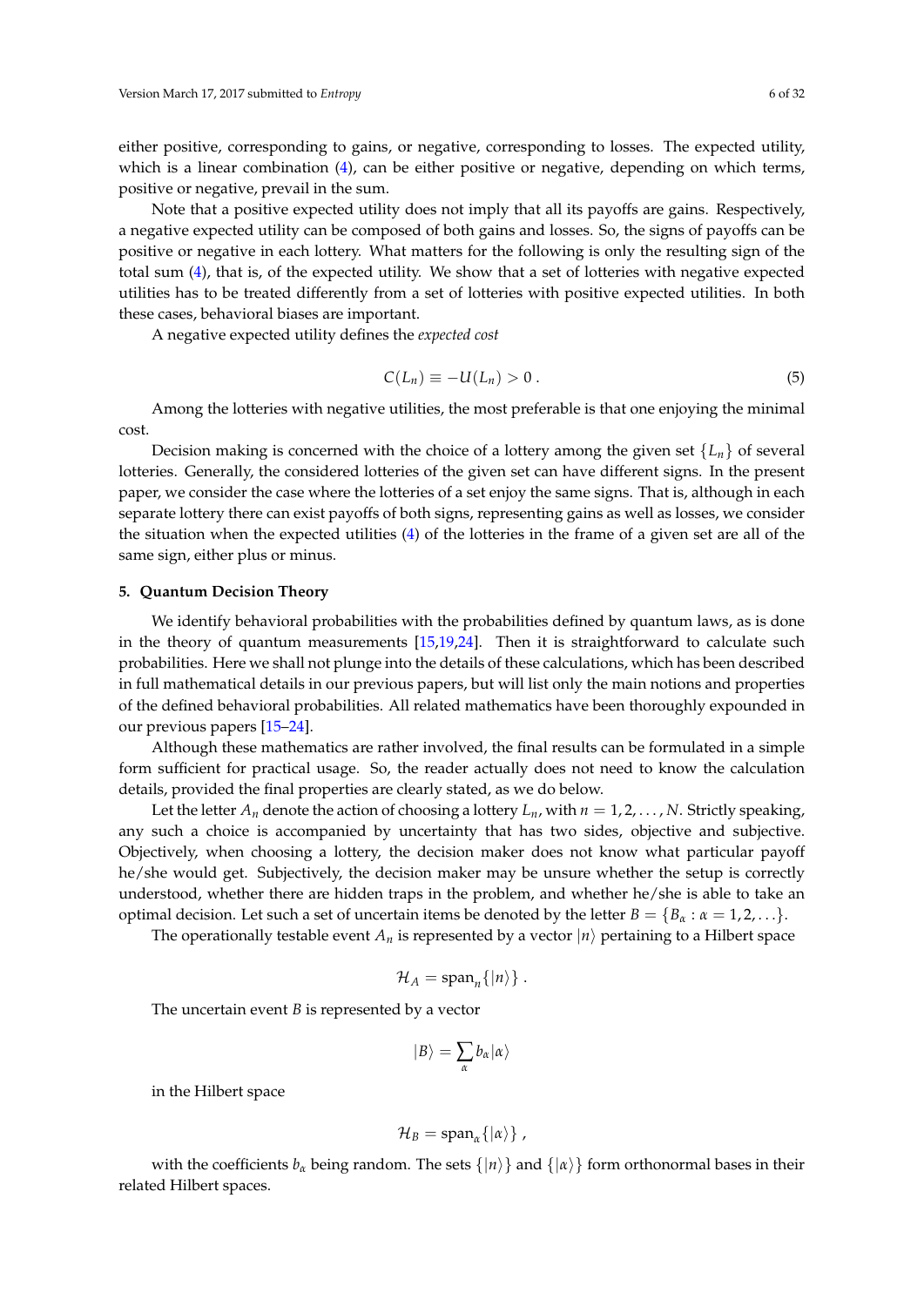either positive, corresponding to gains, or negative, corresponding to losses. The expected utility, which is a linear combination (4), can be either positive or negative, depending on which terms, positive or negative, prevail in the sum.

Note that a positive expected utility does not imply that all its payoffs are gains. Respectively, a negative expected utility can be composed of both gains and losses. So, the signs of payoffs can be positive or negative in each lottery. What matters for the following is only the resulting sign of the total sum (4), that is, of the expected utility. We show that a set of lotteries with negative expected utilities has to be treated differently from a set of lotteries with positive expected utilities. In both these cases, behavioral biases are important.

A negative expected utility defines the *expected cost*

$$C(L_n) \equiv -U(L_n) > 0 \, . \tag{5}$$

Among the lotteries with negative utilities, the most preferable is that one enjoying the minimal cost.

Decision making is concerned with the choice of a lottery among the given set $\{L_n\}$ of several lotteries. Generally, the considered lotteries of the given set can have different signs. In the present paper, we consider the case where the lotteries of a set enjoy the same signs. That is, although in each separate lottery there can exist payoffs of both signs, representing gains as well as losses, we consider the situation when the expected utilities (4) of the lotteries in the frame of a given set are all of the same sign, either plus or minus.

## 5. Quantum Decision Theory

We identify behavioral probabilities with the probabilities defined by quantum laws, as is done in the theory of quantum measurements [15,19,24]. Then it is straightforward to calculate such probabilities. Here we shall not plunge into the details of these calculations, which has been described in full mathematical details in our previous papers, but will list only the main notions and properties of the defined behavioral probabilities. All related mathematics have been thoroughly expounded in our previous papers [15–24].

Although these mathematics are rather involved, the final results can be formulated in a simple form sufficient for practical usage. So, the reader actually does not need to know the calculation details, provided the final properties are clearly stated, as we do below.

Let the letter $A_n$ denote the action of choosing a lottery $L_n$, with $n = 1, 2, \ldots, N$. Strictly speaking, any such a choice is accompanied by uncertainty that has two sides, objective and subjective. Objectively, when choosing a lottery, the decision maker does not know what particular payoff he/she would get. Subjectively, the decision maker may be unsure whether the setup is correctly understood, whether there are hidden traps in the problem, and whether he/she is able to take an optimal decision. Let such a set of uncertain items be denoted by the letter $B = \{B_\alpha : \alpha = 1, 2, \ldots\}$.

The operationally testable event $A_n$ is represented by a vector $|n\rangle$ pertaining to a Hilbert space

$$\mathcal{H}_A = \text{span}_n\{|n\rangle\} \, .$$

The uncertain event $B$ is represented by a vector

$$|B\rangle = \sum_\alpha b_\alpha |\alpha\rangle$$

in the Hilbert space

$$\mathcal{H}_B = \text{span}_\alpha\{|\alpha\rangle\} \, ,$$

with the coefficients $b_\alpha$ being random. The sets $\{|n\rangle\}$ and $\{|\alpha\rangle\}$ form orthonormal bases in their related Hilbert spaces.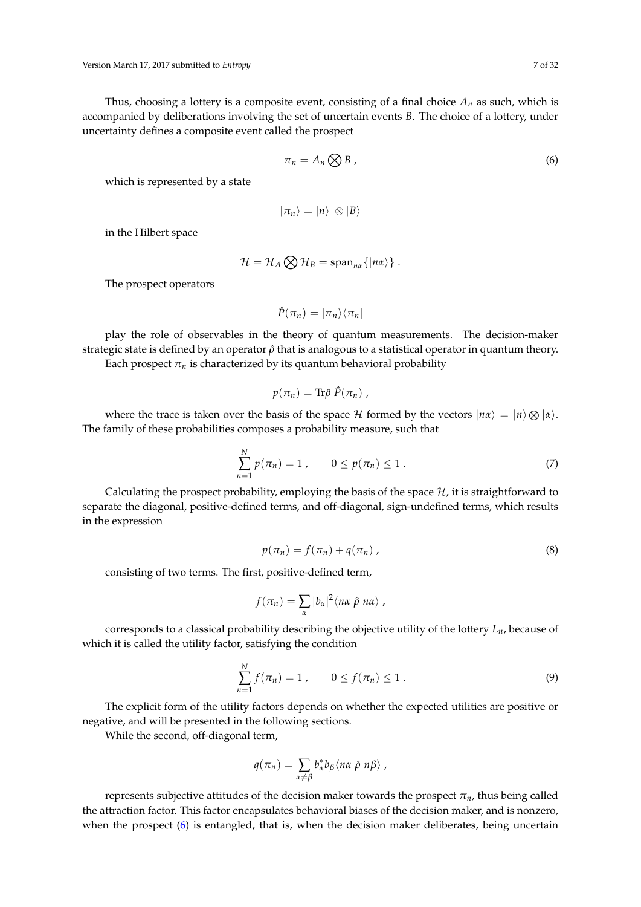Thus, choosing a lottery is a composite event, consisting of a final choice $A_n$ as such, which is accompanied by deliberations involving the set of uncertain events $B$. The choice of a lottery, under uncertainty defines a composite event called the prospect

$$\pi_n = A_n \bigotimes B \; , \tag{6}$$

which is represented by a state

$$|\pi_n\rangle = |n\rangle \; \otimes |B\rangle$$

in the Hilbert space

$$\mathcal{H} = \mathcal{H}_A \bigotimes \mathcal{H}_B = \text{span}_{n\alpha}\{|n\alpha\rangle\} \; .$$

The prospect operators

$$\hat{P}(\pi_n) = |\pi_n\rangle\langle\pi_n|$$

play the role of observables in the theory of quantum measurements. The decision-maker strategic state is defined by an operator $\hat{\rho}$ that is analogous to a statistical operator in quantum theory.

Each prospect $\pi_n$ is characterized by its quantum behavioral probability

$$p(\pi_n) = \text{Tr}\hat{\rho} \; \hat{P}(\pi_n) \; ,$$

where the trace is taken over the basis of the space $\mathcal{H}$ formed by the vectors $|n\alpha\rangle = |n\rangle \otimes |\alpha\rangle$. The family of these probabilities composes a probability measure, such that

$$\sum_{n=1}^{N} p(\pi_n) = 1 \; , \qquad 0 \leq p(\pi_n) \leq 1 \; . \tag{7}$$

Calculating the prospect probability, employing the basis of the space $\mathcal{H}$, it is straightforward to separate the diagonal, positive-defined terms, and off-diagonal, sign-undefined terms, which results in the expression

$$p(\pi_n) = f(\pi_n) + q(\pi_n) \; , \tag{8}$$

consisting of two terms. The first, positive-defined term,

$$f(\pi_n) = \sum_\alpha |b_\alpha|^2 \langle n\alpha|\hat{\rho}|n\alpha\rangle \; ,$$

corresponds to a classical probability describing the objective utility of the lottery $L_n$, because of which it is called the utility factor, satisfying the condition

$$\sum_{n=1}^{N} f(\pi_n) = 1 \; , \qquad 0 \leq f(\pi_n) \leq 1 \; . \tag{9}$$

The explicit form of the utility factors depends on whether the expected utilities are positive or negative, and will be presented in the following sections.

While the second, off-diagonal term,

$$q(\pi_n) = \sum_{\alpha \neq \beta} b_\alpha^* b_\beta \langle n\alpha|\hat{\rho}|n\beta\rangle \; ,$$

represents subjective attitudes of the decision maker towards the prospect $\pi_n$, thus being called the attraction factor. This factor encapsulates behavioral biases of the decision maker, and is nonzero, when the prospect (6) is entangled, that is, when the decision maker deliberates, being uncertain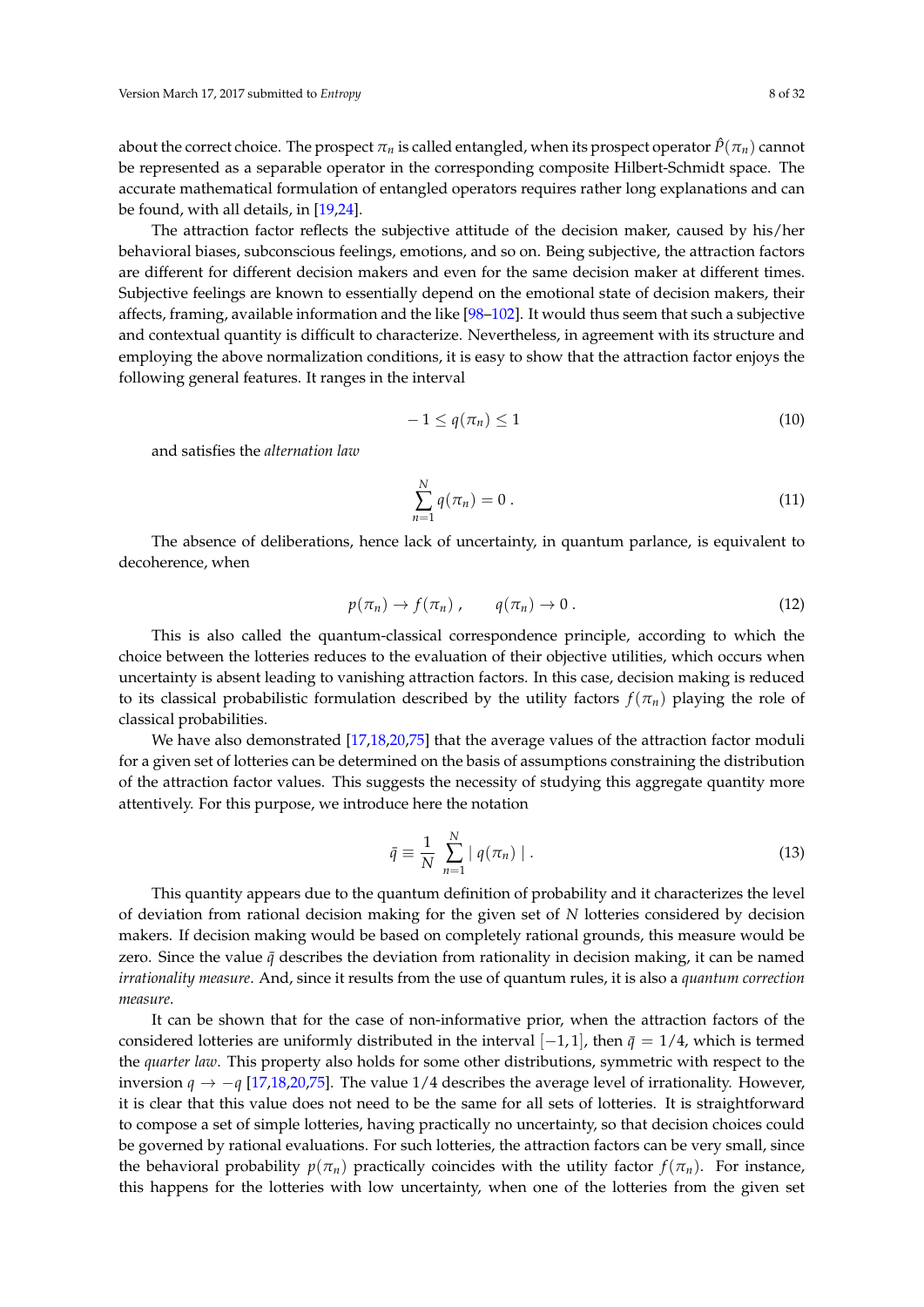about the correct choice. The prospect $\pi_n$ is called entangled, when its prospect operator $\hat{P}(\pi_n)$ cannot be represented as a separable operator in the corresponding composite Hilbert-Schmidt space. The accurate mathematical formulation of entangled operators requires rather long explanations and can be found, with all details, in [19,24].

The attraction factor reflects the subjective attitude of the decision maker, caused by his/her behavioral biases, subconscious feelings, emotions, and so on. Being subjective, the attraction factors are different for different decision makers and even for the same decision maker at different times. Subjective feelings are known to essentially depend on the emotional state of decision makers, their affects, framing, available information and the like [98–102]. It would thus seem that such a subjective and contextual quantity is difficult to characterize. Nevertheless, in agreement with its structure and employing the above normalization conditions, it is easy to show that the attraction factor enjoys the following general features. It ranges in the interval

$$-1 \leq q(\pi_n) \leq 1 \tag{10}$$

and satisfies the *alternation law*

$$\sum_{n=1}^{N} q(\pi_n) = 0 \; . \tag{11}$$

The absence of deliberations, hence lack of uncertainty, in quantum parlance, is equivalent to decoherence, when

$$p(\pi_n) \to f(\pi_n) \; , \qquad q(\pi_n) \to 0 \; . \tag{12}$$

This is also called the quantum-classical correspondence principle, according to which the choice between the lotteries reduces to the evaluation of their objective utilities, which occurs when uncertainty is absent leading to vanishing attraction factors. In this case, decision making is reduced to its classical probabilistic formulation described by the utility factors $f(\pi_n)$ playing the role of classical probabilities.

We have also demonstrated [17,18,20,75] that the average values of the attraction factor moduli for a given set of lotteries can be determined on the basis of assumptions constraining the distribution of the attraction factor values. This suggests the necessity of studying this aggregate quantity more attentively. For this purpose, we introduce here the notation

$$\bar{q} \equiv \frac{1}{N} \sum_{n=1}^{N} |\, q(\pi_n) \,| \; . \tag{13}$$

This quantity appears due to the quantum definition of probability and it characterizes the level of deviation from rational decision making for the given set of $N$ lotteries considered by decision makers. If decision making would be based on completely rational grounds, this measure would be zero. Since the value $\bar{q}$ describes the deviation from rationality in decision making, it can be named *irrationality measure*. And, since it results from the use of quantum rules, it is also a *quantum correction measure*.

It can be shown that for the case of non-informative prior, when the attraction factors of the considered lotteries are uniformly distributed in the interval $[-1, 1]$, then $\bar{q} = 1/4$, which is termed the *quarter law*. This property also holds for some other distributions, symmetric with respect to the inversion $q \to -q$ [17,18,20,75]. The value $1/4$ describes the average level of irrationality. However, it is clear that this value does not need to be the same for all sets of lotteries. It is straightforward to compose a set of simple lotteries, having practically no uncertainty, so that decision choices could be governed by rational evaluations. For such lotteries, the attraction factors can be very small, since the behavioral probability $p(\pi_n)$ practically coincides with the utility factor $f(\pi_n)$. For instance, this happens for the lotteries with low uncertainty, when one of the lotteries from the given set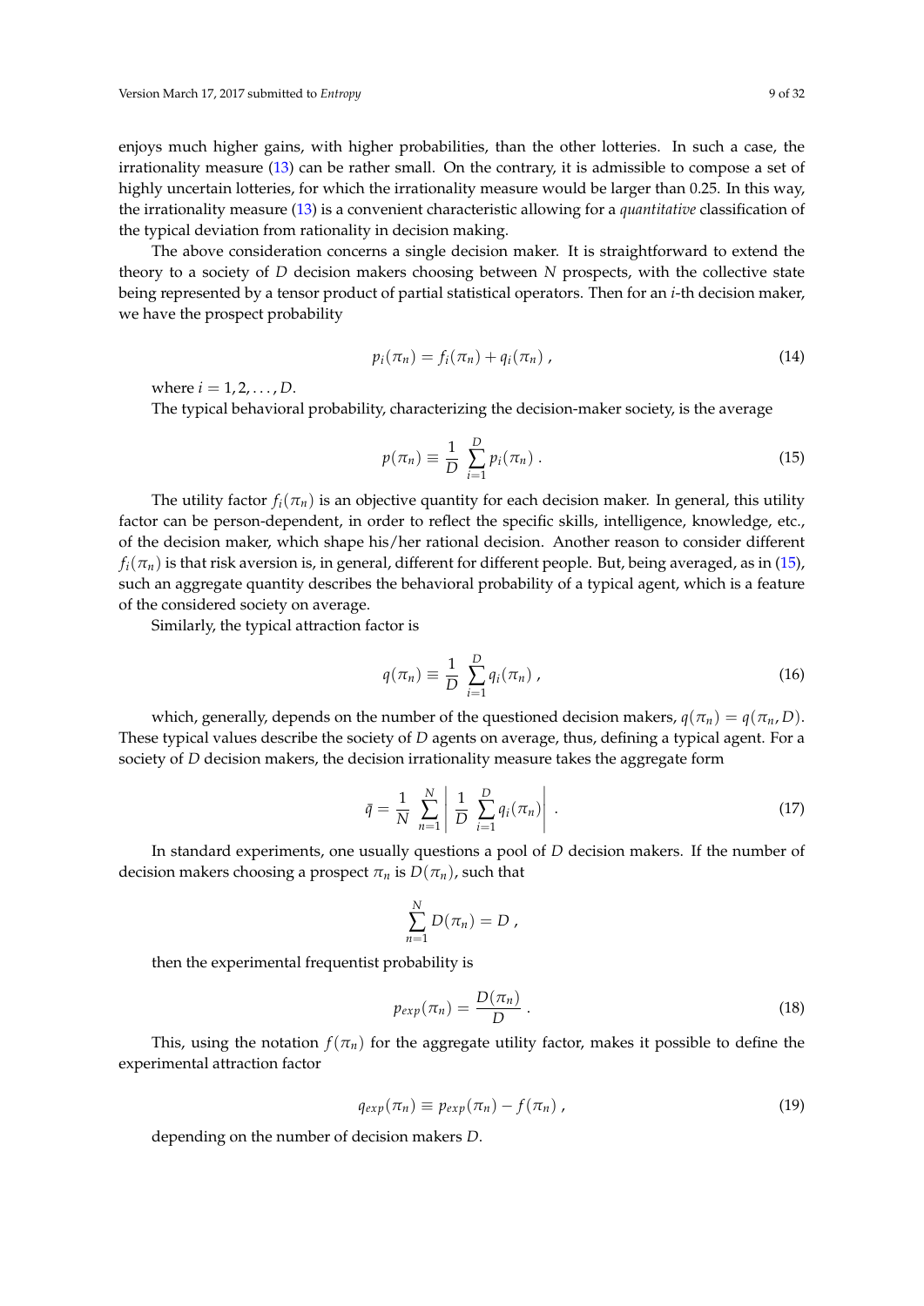enjoys much higher gains, with higher probabilities, than the other lotteries. In such a case, the irrationality measure (13) can be rather small. On the contrary, it is admissible to compose a set of highly uncertain lotteries, for which the irrationality measure would be larger than 0.25. In this way, the irrationality measure (13) is a convenient characteristic allowing for a *quantitative* classification of the typical deviation from rationality in decision making.

The above consideration concerns a single decision maker. It is straightforward to extend the theory to a society of $D$ decision makers choosing between $N$ prospects, with the collective state being represented by a tensor product of partial statistical operators. Then for an $i$-th decision maker, we have the prospect probability

$$p_i(\pi_n) = f_i(\pi_n) + q_i(\pi_n) \; , \tag{14}$$

where $i = 1, 2, \ldots, D$.

The typical behavioral probability, characterizing the decision-maker society, is the average

$$p(\pi_n) \equiv \frac{1}{D} \sum_{i=1}^{D} p_i(\pi_n) \; . \tag{15}$$

The utility factor $f_i(\pi_n)$ is an objective quantity for each decision maker. In general, this utility factor can be person-dependent, in order to reflect the specific skills, intelligence, knowledge, etc., of the decision maker, which shape his/her rational decision. Another reason to consider different $f_i(\pi_n)$ is that risk aversion is, in general, different for different people. But, being averaged, as in (15), such an aggregate quantity describes the behavioral probability of a typical agent, which is a feature of the considered society on average.

Similarly, the typical attraction factor is

$$q(\pi_n) \equiv \frac{1}{D} \sum_{i=1}^{D} q_i(\pi_n) \; , \tag{16}$$

which, generally, depends on the number of the questioned decision makers, $q(\pi_n) = q(\pi_n, D)$. These typical values describe the society of $D$ agents on average, thus, defining a typical agent. For a society of $D$ decision makers, the decision irrationality measure takes the aggregate form

$$\bar{q} = \frac{1}{N} \sum_{n=1}^{N} \left| \frac{1}{D} \sum_{i=1}^{D} q_i(\pi_n) \right| \; . \tag{17}$$

In standard experiments, one usually questions a pool of $D$ decision makers. If the number of decision makers choosing a prospect $\pi_n$ is $D(\pi_n)$, such that

$$\sum_{n=1}^{N} D(\pi_n) = D \; ,$$

then the experimental frequentist probability is

$$p_{exp}(\pi_n) = \frac{D(\pi_n)}{D} \; . \tag{18}$$

This, using the notation $f(\pi_n)$ for the aggregate utility factor, makes it possible to define the experimental attraction factor

$$q_{exp}(\pi_n) \equiv p_{exp}(\pi_n) - f(\pi_n) \; , \tag{19}$$

depending on the number of decision makers $D$.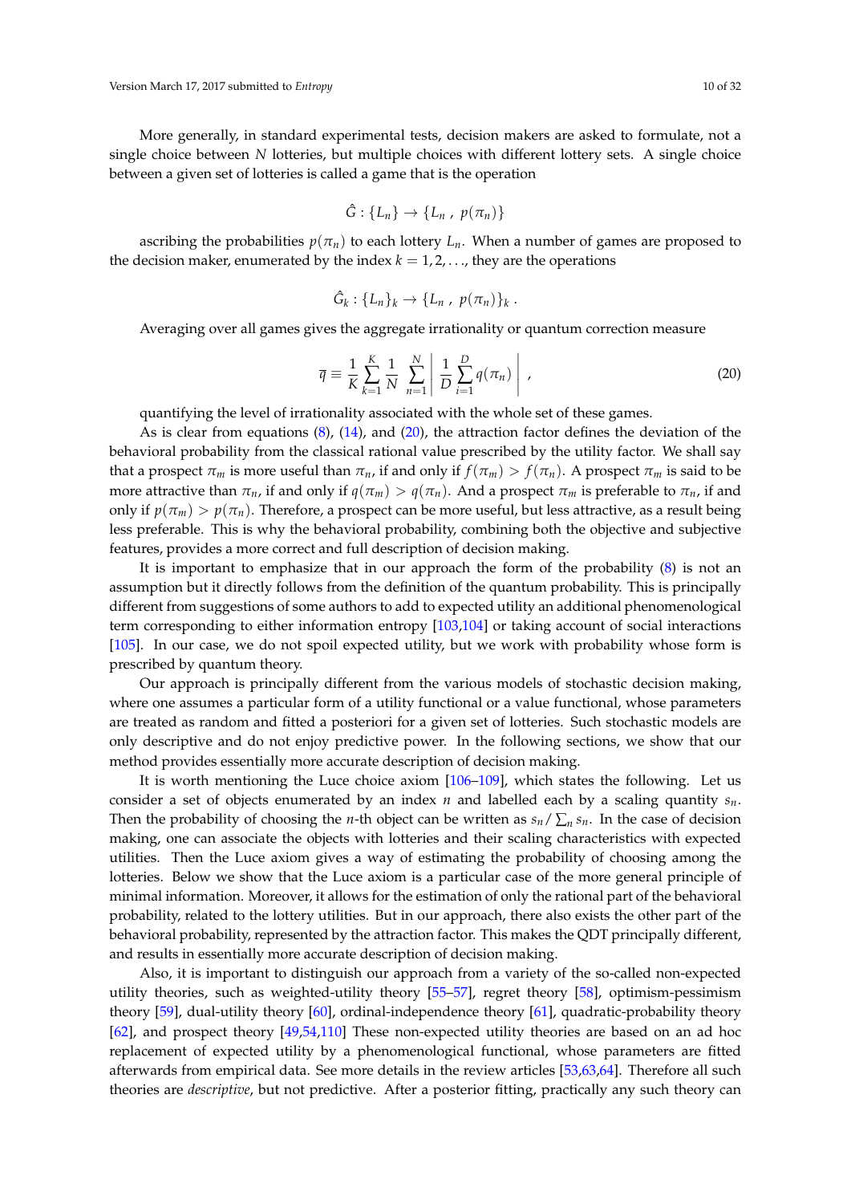More generally, in standard experimental tests, decision makers are asked to formulate, not a single choice between $N$ lotteries, but multiple choices with different lottery sets. A single choice between a given set of lotteries is called a game that is the operation

$$\hat{G} : \{L_n\} \rightarrow \{L_n \, , \; p(\pi_n)\}$$

ascribing the probabilities $p(\pi_n)$ to each lottery $L_n$. When a number of games are proposed to the decision maker, enumerated by the index $k = 1, 2, \ldots$, they are the operations

$$\hat{G}_k : \{L_n\}_k \rightarrow \{L_n \, , \; p(\pi_n)\}_k \, .$$

Averaging over all games gives the aggregate irrationality or quantum correction measure

$$\overline{q} \equiv \frac{1}{K} \sum_{k=1}^{K} \frac{1}{N} \sum_{n=1}^{N} \left| \frac{1}{D} \sum_{i=1}^{D} q(\pi_n) \right| \, , \tag{20}$$

quantifying the level of irrationality associated with the whole set of these games.

As is clear from equations (8), (14), and (20), the attraction factor defines the deviation of the behavioral probability from the classical rational value prescribed by the utility factor. We shall say that a prospect $\pi_m$ is more useful than $\pi_n$, if and only if $f(\pi_m) > f(\pi_n)$. A prospect $\pi_m$ is said to be more attractive than $\pi_n$, if and only if $q(\pi_m) > q(\pi_n)$. And a prospect $\pi_m$ is preferable to $\pi_n$, if and only if $p(\pi_m) > p(\pi_n)$. Therefore, a prospect can be more useful, but less attractive, as a result being less preferable. This is why the behavioral probability, combining both the objective and subjective features, provides a more correct and full description of decision making.

It is important to emphasize that in our approach the form of the probability (8) is not an assumption but it directly follows from the definition of the quantum probability. This is principally different from suggestions of some authors to add to expected utility an additional phenomenological term corresponding to either information entropy [103,104] or taking account of social interactions [105]. In our case, we do not spoil expected utility, but we work with probability whose form is prescribed by quantum theory.

Our approach is principally different from the various models of stochastic decision making, where one assumes a particular form of a utility functional or a value functional, whose parameters are treated as random and fitted a posteriori for a given set of lotteries. Such stochastic models are only descriptive and do not enjoy predictive power. In the following sections, we show that our method provides essentially more accurate description of decision making.

It is worth mentioning the Luce choice axiom [106–109], which states the following. Let us consider a set of objects enumerated by an index $n$ and labelled each by a scaling quantity $s_n$. Then the probability of choosing the $n$-th object can be written as $s_n / \sum_n s_n$. In the case of decision making, one can associate the objects with lotteries and their scaling characteristics with expected utilities. Then the Luce axiom gives a way of estimating the probability of choosing among the lotteries. Below we show that the Luce axiom is a particular case of the more general principle of minimal information. Moreover, it allows for the estimation of only the rational part of the behavioral probability, related to the lottery utilities. But in our approach, there also exists the other part of the behavioral probability, represented by the attraction factor. This makes the QDT principally different, and results in essentially more accurate description of decision making.

Also, it is important to distinguish our approach from a variety of the so-called non-expected utility theories, such as weighted-utility theory [55–57], regret theory [58], optimism-pessimism theory [59], dual-utility theory [60], ordinal-independence theory [61], quadratic-probability theory [62], and prospect theory [49,54,110] These non-expected utility theories are based on an ad hoc replacement of expected utility by a phenomenological functional, whose parameters are fitted afterwards from empirical data. See more details in the review articles [53,63,64]. Therefore all such theories are *descriptive*, but not predictive. After a posterior fitting, practically any such theory can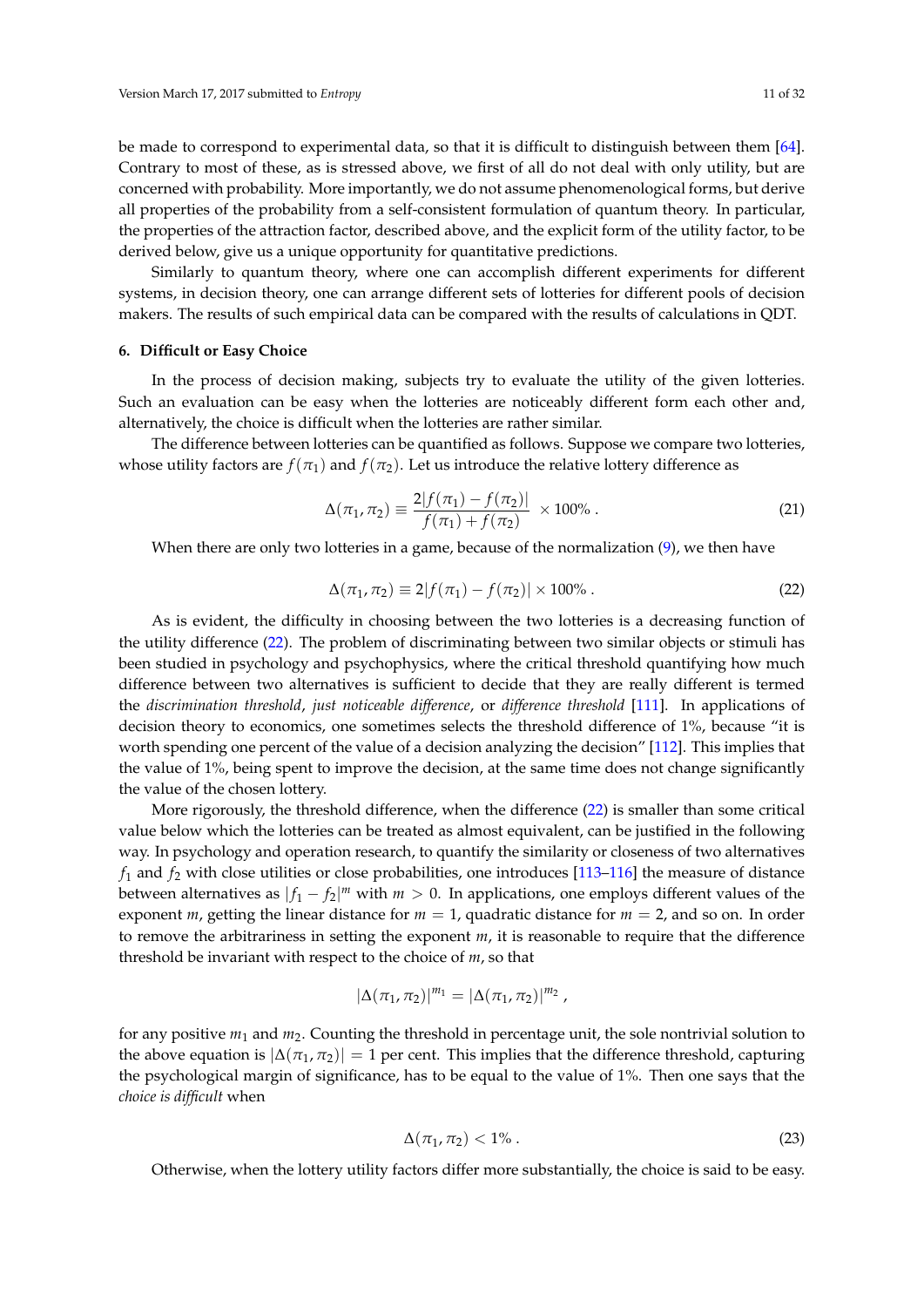be made to correspond to experimental data, so that it is difficult to distinguish between them [64]. Contrary to most of these, as is stressed above, we first of all do not deal with only utility, but are concerned with probability. More importantly, we do not assume phenomenological forms, but derive all properties of the probability from a self-consistent formulation of quantum theory. In particular, the properties of the attraction factor, described above, and the explicit form of the utility factor, to be derived below, give us a unique opportunity for quantitative predictions.

Similarly to quantum theory, where one can accomplish different experiments for different systems, in decision theory, one can arrange different sets of lotteries for different pools of decision makers. The results of such empirical data can be compared with the results of calculations in QDT.

### 6. Difficult or Easy Choice

In the process of decision making, subjects try to evaluate the utility of the given lotteries. Such an evaluation can be easy when the lotteries are noticeably different form each other and, alternatively, the choice is difficult when the lotteries are rather similar.

The difference between lotteries can be quantified as follows. Suppose we compare two lotteries, whose utility factors are $f(\pi_1)$ and $f(\pi_2)$. Let us introduce the relative lottery difference as

$$\Delta(\pi_1, \pi_2) \equiv \frac{2|f(\pi_1) - f(\pi_2)|}{f(\pi_1) + f(\pi_2)} \times 100\% \,. \tag{21}$$

When there are only two lotteries in a game, because of the normalization (9), we then have

$$\Delta(\pi_1, \pi_2) \equiv 2|f(\pi_1) - f(\pi_2)| \times 100\% \,. \tag{22}$$

As is evident, the difficulty in choosing between the two lotteries is a decreasing function of the utility difference (22). The problem of discriminating between two similar objects or stimuli has been studied in psychology and psychophysics, where the critical threshold quantifying how much difference between two alternatives is sufficient to decide that they are really different is termed the *discrimination threshold*, *just noticeable difference*, or *difference threshold* [111]. In applications of decision theory to economics, one sometimes selects the threshold difference of 1%, because "it is worth spending one percent of the value of a decision analyzing the decision" [112]. This implies that the value of 1%, being spent to improve the decision, at the same time does not change significantly the value of the chosen lottery.

More rigorously, the threshold difference, when the difference (22) is smaller than some critical value below which the lotteries can be treated as almost equivalent, can be justified in the following way. In psychology and operation research, to quantify the similarity or closeness of two alternatives $f_1$ and $f_2$ with close utilities or close probabilities, one introduces [113–116] the measure of distance between alternatives as $|f_1 - f_2|^m$ with $m > 0$. In applications, one employs different values of the exponent $m$, getting the linear distance for $m = 1$, quadratic distance for $m = 2$, and so on. In order to remove the arbitrariness in setting the exponent $m$, it is reasonable to require that the difference threshold be invariant with respect to the choice of $m$, so that

$$|\Delta(\pi_1, \pi_2)|^{m_1} = |\Delta(\pi_1, \pi_2)|^{m_2} \,,$$

for any positive $m_1$ and $m_2$. Counting the threshold in percentage unit, the sole nontrivial solution to the above equation is $|\Delta(\pi_1, \pi_2)| = 1$ per cent. This implies that the difference threshold, capturing the psychological margin of significance, has to be equal to the value of 1%. Then one says that the *choice is difficult* when

$$\Delta(\pi_1, \pi_2) < 1\% \,. \tag{23}$$

Otherwise, when the lottery utility factors differ more substantially, the choice is said to be easy.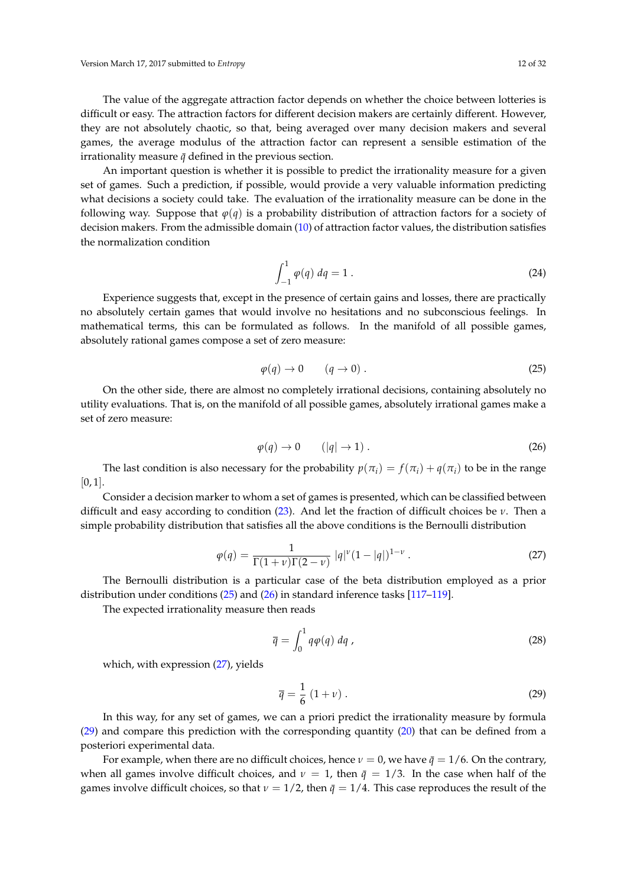The value of the aggregate attraction factor depends on whether the choice between lotteries is difficult or easy. The attraction factors for different decision makers are certainly different. However, they are not absolutely chaotic, so that, being averaged over many decision makers and several games, the average modulus of the attraction factor can represent a sensible estimation of the irrationality measure $\bar{q}$ defined in the previous section.

An important question is whether it is possible to predict the irrationality measure for a given set of games. Such a prediction, if possible, would provide a very valuable information predicting what decisions a society could take. The evaluation of the irrationality measure can be done in the following way. Suppose that $\varphi(q)$ is a probability distribution of attraction factors for a society of decision makers. From the admissible domain (10) of attraction factor values, the distribution satisfies the normalization condition

$$\int_{-1}^{1} \varphi(q) \, dq = 1 \, . \tag{24}$$

Experience suggests that, except in the presence of certain gains and losses, there are practically no absolutely certain games that would involve no hesitations and no subconscious feelings. In mathematical terms, this can be formulated as follows. In the manifold of all possible games, absolutely rational games compose a set of zero measure:

$$\varphi(q) \rightarrow 0 \qquad (q \rightarrow 0) \, . \tag{25}$$

On the other side, there are almost no completely irrational decisions, containing absolutely no utility evaluations. That is, on the manifold of all possible games, absolutely irrational games make a set of zero measure:

$$\varphi(q) \rightarrow 0 \qquad (|q| \rightarrow 1) \, . \tag{26}$$

The last condition is also necessary for the probability $p(\pi_i) = f(\pi_i) + q(\pi_i)$ to be in the range $[0, 1]$.

Consider a decision marker to whom a set of games is presented, which can be classified between difficult and easy according to condition (23). And let the fraction of difficult choices be $\nu$. Then a simple probability distribution that satisfies all the above conditions is the Bernoulli distribution

$$\varphi(q) = \frac{1}{\Gamma(1+\nu)\Gamma(2-\nu)} \, |q|^{\nu} (1 - |q|)^{1-\nu} \, . \tag{27}$$

The Bernoulli distribution is a particular case of the beta distribution employed as a prior distribution under conditions (25) and (26) in standard inference tasks [117–119].

The expected irrationality measure then reads

$$\bar{q} = \int_{0}^{1} q \varphi(q) \, dq \, , \tag{28}$$

which, with expression (27), yields

$$\bar{q} = \frac{1}{6} \, (1 + \nu) \, . \tag{29}$$

In this way, for any set of games, we can a priori predict the irrationality measure by formula (29) and compare this prediction with the corresponding quantity (20) that can be defined from a posteriori experimental data.

For example, when there are no difficult choices, hence $\nu = 0$, we have $\bar{q} = 1/6$. On the contrary, when all games involve difficult choices, and $\nu = 1$, then $\bar{q} = 1/3$. In the case when half of the games involve difficult choices, so that $\nu = 1/2$, then $\bar{q} = 1/4$. This case reproduces the result of the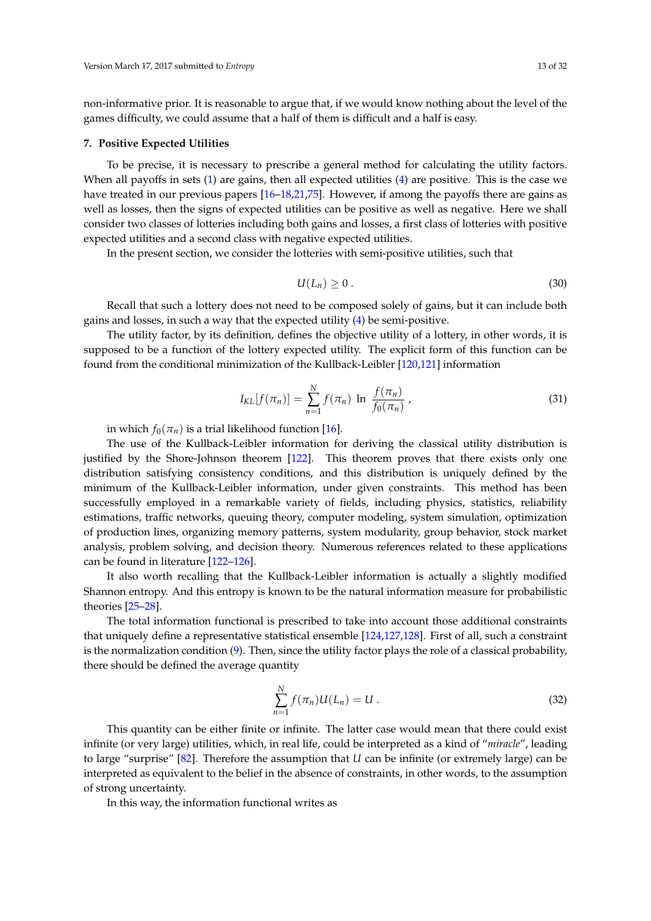non-informative prior. It is reasonable to argue that, if we would know nothing about the level of the games difficulty, we could assume that a half of them is difficult and a half is easy.

## 7. Positive Expected Utilities

To be precise, it is necessary to prescribe a general method for calculating the utility factors. When all payoffs in sets (1) are gains, then all expected utilities (4) are positive. This is the case we have treated in our previous papers [16–18,21,75]. However, if among the payoffs there are gains as well as losses, then the signs of expected utilities can be positive as well as negative. Here we shall consider two classes of lotteries including both gains and losses, a first class of lotteries with positive expected utilities and a second class with negative expected utilities.

In the present section, we consider the lotteries with semi-positive utilities, such that

$$U(L_n) \geq 0 \; . \tag{30}$$

Recall that such a lottery does not need to be composed solely of gains, but it can include both gains and losses, in such a way that the expected utility (4) be semi-positive.

The utility factor, by its definition, defines the objective utility of a lottery, in other words, it is supposed to be a function of the lottery expected utility. The explicit form of this function can be found from the conditional minimization of the Kullback-Leibler [120,121] information

$$I_{KL}[f(\pi_n)] = \sum_{n=1}^{N} f(\pi_n) \; \ln \; \frac{f(\pi_n)}{f_0(\pi_n)} \; , \tag{31}$$

in which $f_0(\pi_n)$ is a trial likelihood function [16].

The use of the Kullback-Leibler information for deriving the classical utility distribution is justified by the Shore-Johnson theorem [122]. This theorem proves that there exists only one distribution satisfying consistency conditions, and this distribution is uniquely defined by the minimum of the Kullback-Leibler information, under given constraints. This method has been successfully employed in a remarkable variety of fields, including physics, statistics, reliability estimations, traffic networks, queuing theory, computer modeling, system simulation, optimization of production lines, organizing memory patterns, system modularity, group behavior, stock market analysis, problem solving, and decision theory. Numerous references related to these applications can be found in literature [122–126].

It also worth recalling that the Kullback-Leibler information is actually a slightly modified Shannon entropy. And this entropy is known to be the natural information measure for probabilistic theories [25–28].

The total information functional is prescribed to take into account those additional constraints that uniquely define a representative statistical ensemble [124,127,128]. First of all, such a constraint is the normalization condition (9). Then, since the utility factor plays the role of a classical probability, there should be defined the average quantity

$$\sum_{n=1}^{N} f(\pi_n) U(L_n) = U \; . \tag{32}$$

This quantity can be either finite or infinite. The latter case would mean that there could exist infinite (or very large) utilities, which, in real life, could be interpreted as a kind of "*miracle*", leading to large "surprise" [82]. Therefore the assumption that $U$ can be infinite (or extremely large) can be interpreted as equivalent to the belief in the absence of constraints, in other words, to the assumption of strong uncertainty.

In this way, the information functional writes as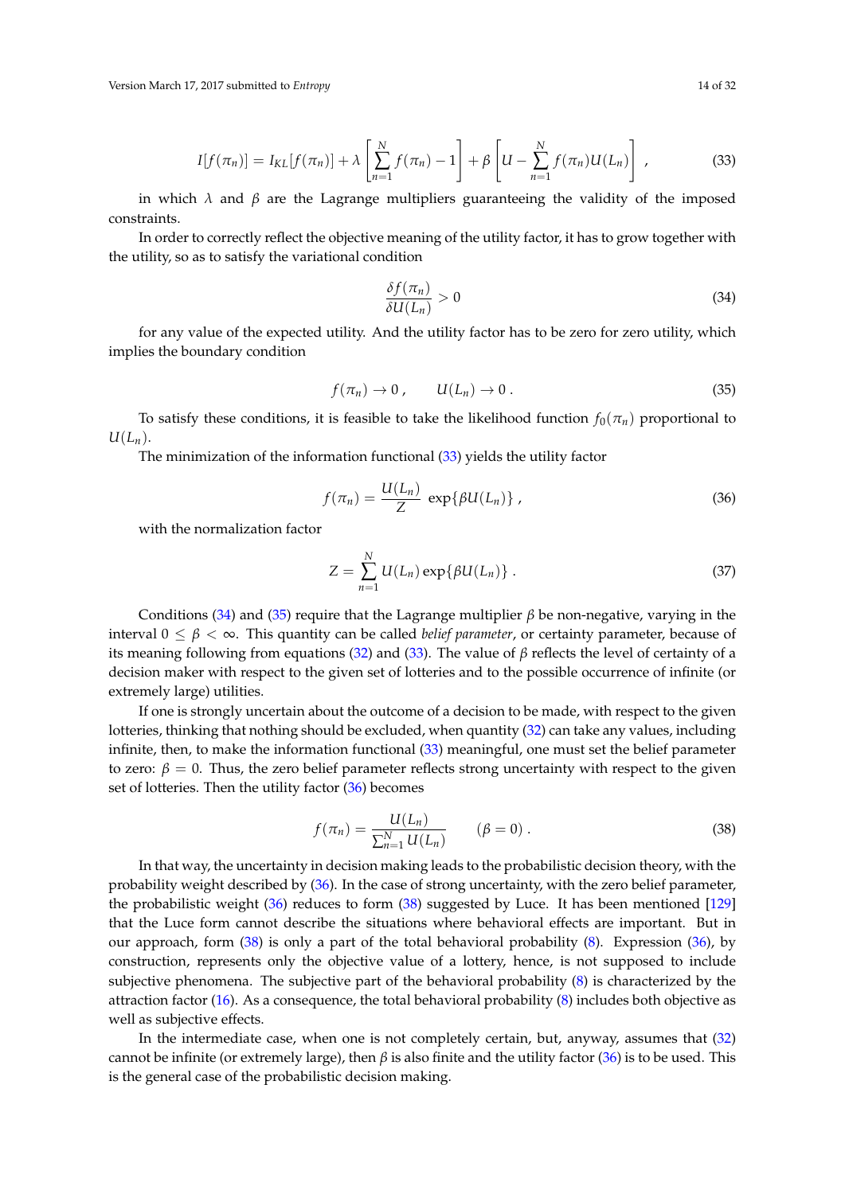$$
I[f(\pi_n)] = I_{KL}[f(\pi_n)] + \lambda \left[ \sum_{n=1}^{N} f(\pi_n) - 1 \right] + \beta \left[ U - \sum_{n=1}^{N} f(\pi_n) U(L_n) \right] , \tag{33}
$$

in which $\lambda$ and $\beta$ are the Lagrange multipliers guaranteeing the validity of the imposed constraints.

In order to correctly reflect the objective meaning of the utility factor, it has to grow together with the utility, so as to satisfy the variational condition

$$
\frac{\delta f(\pi_n)}{\delta U(L_n)} > 0 \tag{34}
$$

for any value of the expected utility. And the utility factor has to be zero for zero utility, which implies the boundary condition

$$
f(\pi_n) \to 0 \, , \qquad U(L_n) \to 0 \, . \tag{35}
$$

To satisfy these conditions, it is feasible to take the likelihood function $f_0(\pi_n)$ proportional to $U(L_n)$.

The minimization of the information functional (33) yields the utility factor

$$
f(\pi_n) = \frac{U(L_n)}{Z} \, \exp\{\beta U(L_n)\} \, , \tag{36}
$$

with the normalization factor

$$
Z = \sum_{n=1}^{N} U(L_n) \exp\{\beta U(L_n)\} \, . \tag{37}
$$

Conditions (34) and (35) require that the Lagrange multiplier $\beta$ be non-negative, varying in the interval $0 \leq \beta < \infty$. This quantity can be called *belief parameter*, or certainty parameter, because of its meaning following from equations (32) and (33). The value of $\beta$ reflects the level of certainty of a decision maker with respect to the given set of lotteries and to the possible occurrence of infinite (or extremely large) utilities.

If one is strongly uncertain about the outcome of a decision to be made, with respect to the given lotteries, thinking that nothing should be excluded, when quantity (32) can take any values, including infinite, then, to make the information functional (33) meaningful, one must set the belief parameter to zero: $\beta = 0$. Thus, the zero belief parameter reflects strong uncertainty with respect to the given set of lotteries. Then the utility factor (36) becomes

$$
f(\pi_n) = \frac{U(L_n)}{\sum_{n=1}^{N} U(L_n)} \qquad (\beta = 0) \, . \tag{38}
$$

In that way, the uncertainty in decision making leads to the probabilistic decision theory, with the probability weight described by (36). In the case of strong uncertainty, with the zero belief parameter, the probabilistic weight (36) reduces to form (38) suggested by Luce. It has been mentioned [129] that the Luce form cannot describe the situations where behavioral effects are important. But in our approach, form (38) is only a part of the total behavioral probability (8). Expression (36), by construction, represents only the objective value of a lottery, hence, is not supposed to include subjective phenomena. The subjective part of the behavioral probability (8) is characterized by the attraction factor (16). As a consequence, the total behavioral probability (8) includes both objective as well as subjective effects.

In the intermediate case, when one is not completely certain, but, anyway, assumes that (32) cannot be infinite (or extremely large), then $\beta$ is also finite and the utility factor (36) is to be used. This is the general case of the probabilistic decision making.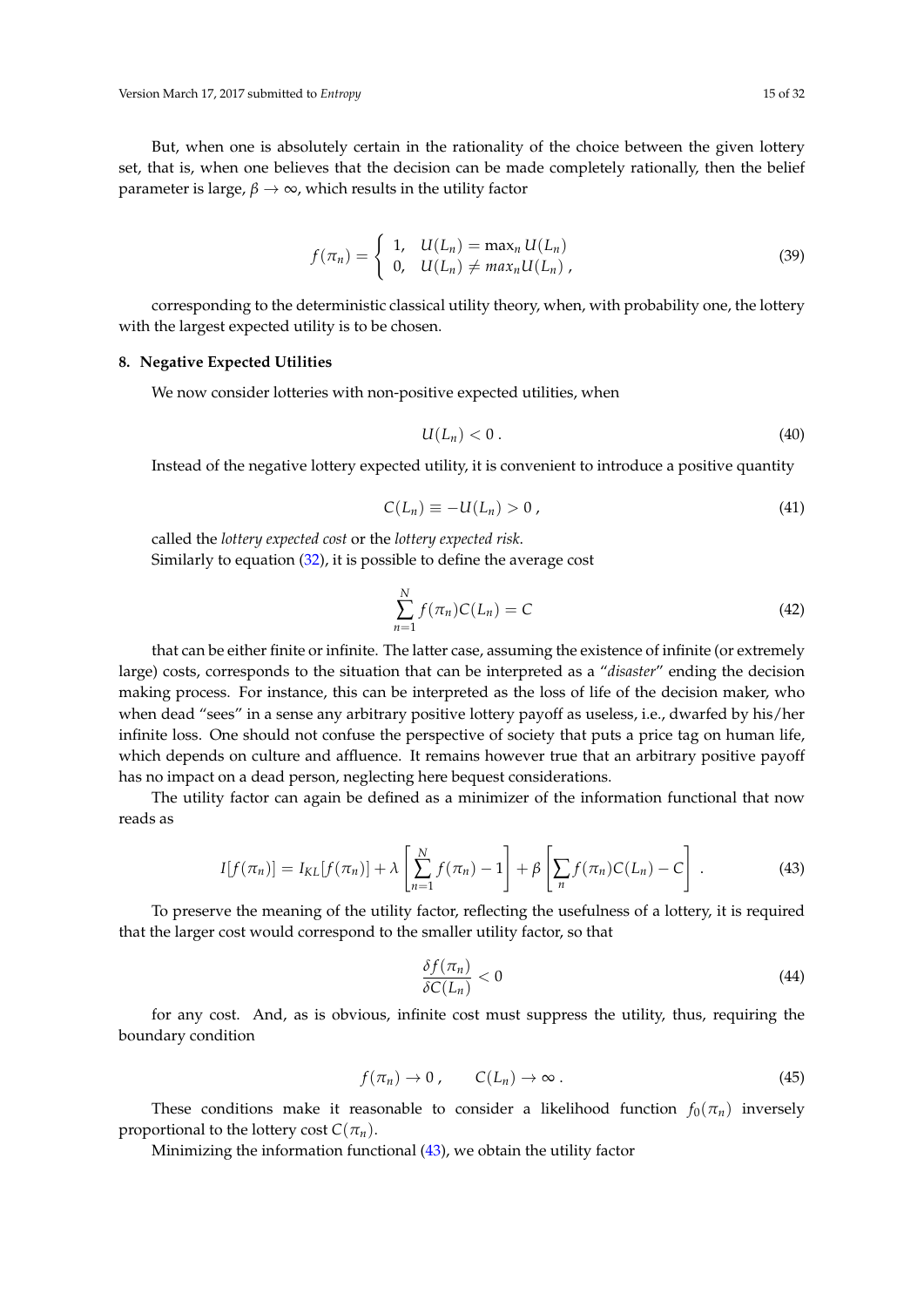But, when one is absolutely certain in the rationality of the choice between the given lottery set, that is, when one believes that the decision can be made completely rationally, then the belief parameter is large, $\beta \to \infty$, which results in the utility factor

$$
f(\pi_n) = \begin{cases} 1, & U(L_n) = \max_n U(L_n) \\ 0, & U(L_n) \neq max_n U(L_n) \, , \end{cases} \tag{39}
$$

corresponding to the deterministic classical utility theory, when, with probability one, the lottery with the largest expected utility is to be chosen.

## 8. Negative Expected Utilities

We now consider lotteries with non-positive expected utilities, when

$$
U(L_n) < 0 \, . \tag{40}
$$

Instead of the negative lottery expected utility, it is convenient to introduce a positive quantity

$$
C(L_n) \equiv -U(L_n) > 0 \, , \tag{41}
$$

called the *lottery expected cost* or the *lottery expected risk*.

Similarly to equation (32), it is possible to define the average cost

$$
\sum_{n=1}^{N} f(\pi_n) C(L_n) = C \tag{42}
$$

that can be either finite or infinite. The latter case, assuming the existence of infinite (or extremely large) costs, corresponds to the situation that can be interpreted as a "*disaster*" ending the decision making process. For instance, this can be interpreted as the loss of life of the decision maker, who when dead "sees" in a sense any arbitrary positive lottery payoff as useless, i.e., dwarfed by his/her infinite loss. One should not confuse the perspective of society that puts a price tag on human life, which depends on culture and affluence. It remains however true that an arbitrary positive payoff has no impact on a dead person, neglecting here bequest considerations.

The utility factor can again be defined as a minimizer of the information functional that now reads as

$$
I[f(\pi_n)] = I_{KL}[f(\pi_n)] + \lambda \left[ \sum_{n=1}^{N} f(\pi_n) - 1 \right] + \beta \left[ \sum_{n} f(\pi_n) C(L_n) - C \right] \, . \tag{43}
$$

To preserve the meaning of the utility factor, reflecting the usefulness of a lottery, it is required that the larger cost would correspond to the smaller utility factor, so that

$$
\frac{\delta f(\pi_n)}{\delta C(L_n)} < 0 \tag{44}
$$

for any cost. And, as is obvious, infinite cost must suppress the utility, thus, requiring the boundary condition

$$
f(\pi_n) \to 0 \, , \qquad C(L_n) \to \infty \, . \tag{45}
$$

These conditions make it reasonable to consider a likelihood function $f_0(\pi_n)$ inversely proportional to the lottery cost $C(\pi_n)$.

Minimizing the information functional (43), we obtain the utility factor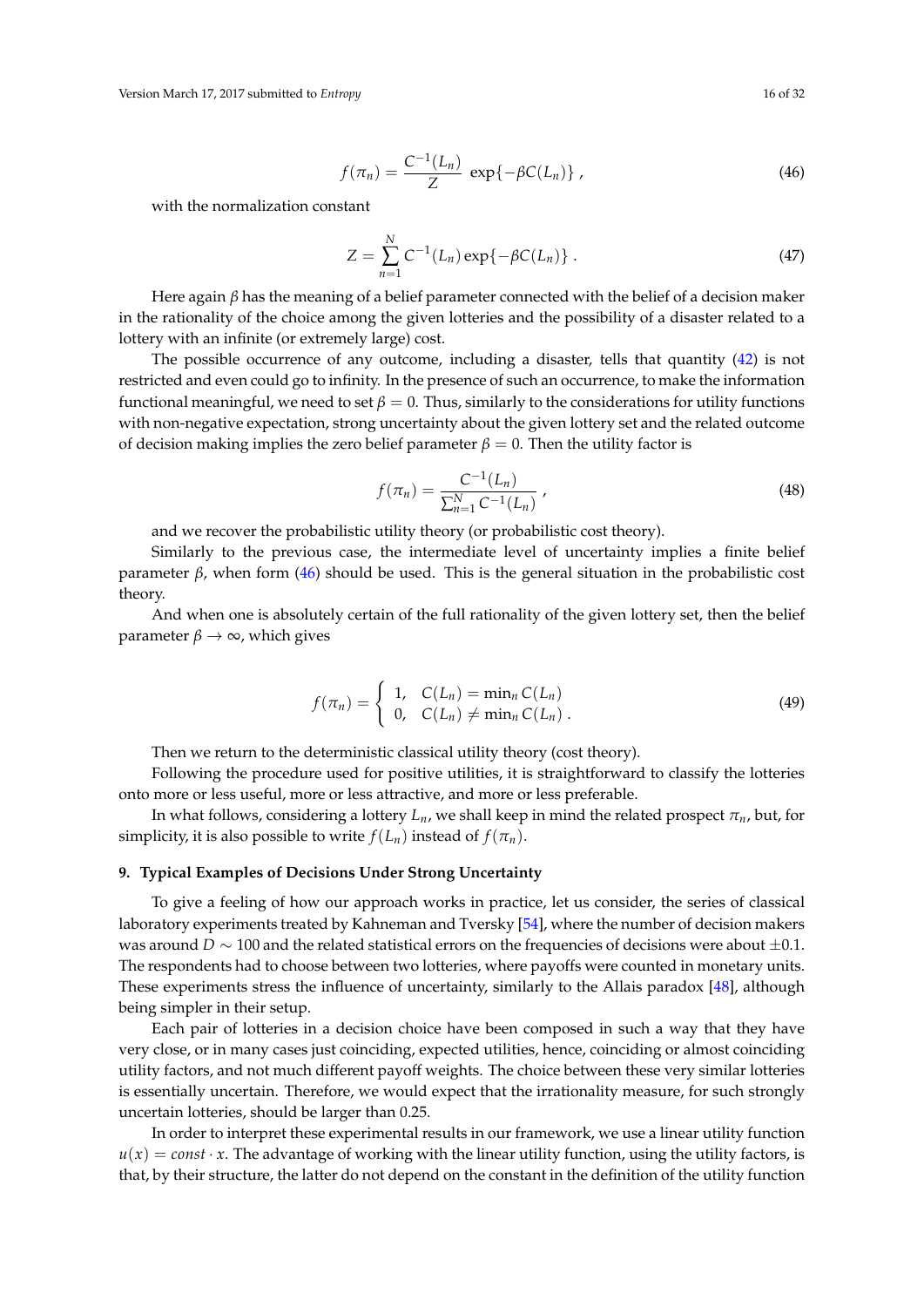$$f(\pi_n) = \frac{C^{-1}(L_n)}{Z} \, \exp\{-\beta C(L_n)\} \,, \tag{46}$$

with the normalization constant

$$Z = \sum_{n=1}^{N} C^{-1}(L_n) \exp\{-\beta C(L_n)\} \,. \tag{47}$$

Here again $\beta$ has the meaning of a belief parameter connected with the belief of a decision maker in the rationality of the choice among the given lotteries and the possibility of a disaster related to a lottery with an infinite (or extremely large) cost.

The possible occurrence of any outcome, including a disaster, tells that quantity (42) is not restricted and even could go to infinity. In the presence of such an occurrence, to make the information functional meaningful, we need to set $\beta = 0$. Thus, similarly to the considerations for utility functions with non-negative expectation, strong uncertainty about the given lottery set and the related outcome of decision making implies the zero belief parameter $\beta = 0$. Then the utility factor is

$$f(\pi_n) = \frac{C^{-1}(L_n)}{\sum_{n=1}^{N} C^{-1}(L_n)} \,, \tag{48}$$

and we recover the probabilistic utility theory (or probabilistic cost theory).

Similarly to the previous case, the intermediate level of uncertainty implies a finite belief parameter $\beta$, when form (46) should be used. This is the general situation in the probabilistic cost theory.

And when one is absolutely certain of the full rationality of the given lottery set, then the belief parameter $\beta \to \infty$, which gives

$$f(\pi_n) = \left\{ \begin{array}{ll} 1, & C(L_n) = \min_n C(L_n) \\ 0, & C(L_n) \neq \min_n C(L_n) \,. \end{array} \right. \tag{49}$$

Then we return to the deterministic classical utility theory (cost theory).

Following the procedure used for positive utilities, it is straightforward to classify the lotteries onto more or less useful, more or less attractive, and more or less preferable.

In what follows, considering a lottery $L_n$, we shall keep in mind the related prospect $\pi_n$, but, for simplicity, it is also possible to write $f(L_n)$ instead of $f(\pi_n)$.

## 9. Typical Examples of Decisions Under Strong Uncertainty

To give a feeling of how our approach works in practice, let us consider, the series of classical laboratory experiments treated by Kahneman and Tversky [54], where the number of decision makers was around $D \sim 100$ and the related statistical errors on the frequencies of decisions were about $\pm 0.1$. The respondents had to choose between two lotteries, where payoffs were counted in monetary units. These experiments stress the influence of uncertainty, similarly to the Allais paradox [48], although being simpler in their setup.

Each pair of lotteries in a decision choice have been composed in such a way that they have very close, or in many cases just coinciding, expected utilities, hence, coinciding or almost coinciding utility factors, and not much different payoff weights. The choice between these very similar lotteries is essentially uncertain. Therefore, we would expect that the irrationality measure, for such strongly uncertain lotteries, should be larger than 0.25.

In order to interpret these experimental results in our framework, we use a linear utility function $u(x) = const \cdot x$. The advantage of working with the linear utility function, using the utility factors, is that, by their structure, the latter do not depend on the constant in the definition of the utility function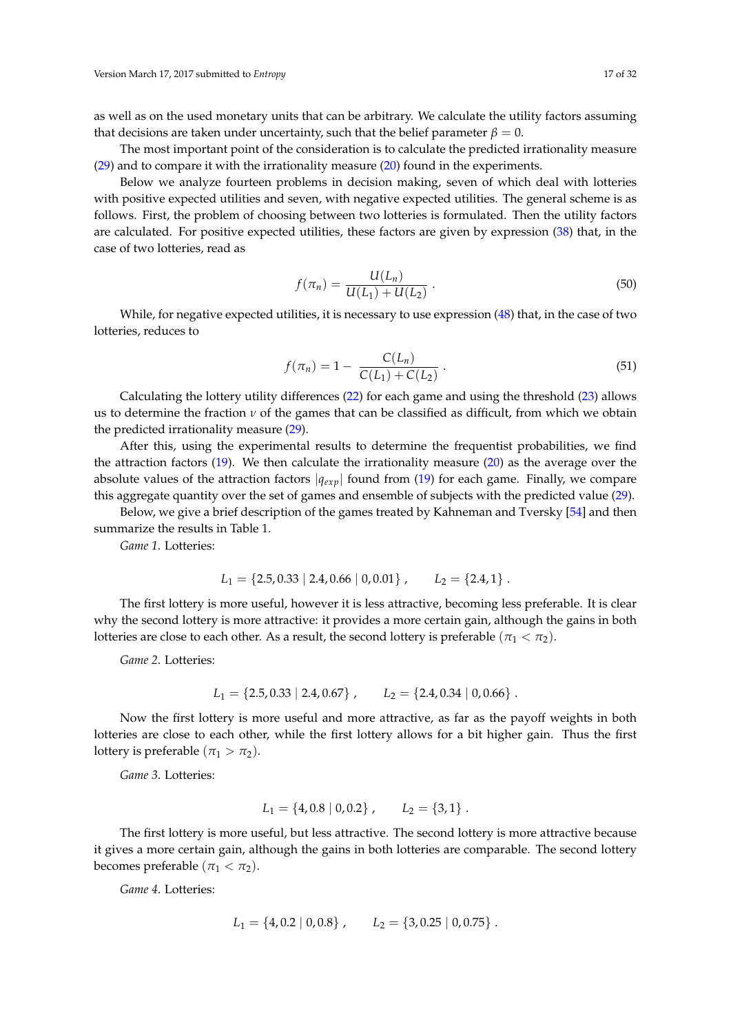as well as on the used monetary units that can be arbitrary. We calculate the utility factors assuming that decisions are taken under uncertainty, such that the belief parameter $\beta = 0$.

The most important point of the consideration is to calculate the predicted irrationality measure (29) and to compare it with the irrationality measure (20) found in the experiments.

Below we analyze fourteen problems in decision making, seven of which deal with lotteries with positive expected utilities and seven, with negative expected utilities. The general scheme is as follows. First, the problem of choosing between two lotteries is formulated. Then the utility factors are calculated. For positive expected utilities, these factors are given by expression (38) that, in the case of two lotteries, read as

$$f(\pi_n) = \frac{U(L_n)}{U(L_1) + U(L_2)} . \tag{50}$$

While, for negative expected utilities, it is necessary to use expression (48) that, in the case of two lotteries, reduces to

$$f(\pi_n) = 1 - \frac{C(L_n)}{C(L_1) + C(L_2)} . \tag{51}$$

Calculating the lottery utility differences (22) for each game and using the threshold (23) allows us to determine the fraction $\nu$ of the games that can be classified as difficult, from which we obtain the predicted irrationality measure (29).

After this, using the experimental results to determine the frequentist probabilities, we find the attraction factors (19). We then calculate the irrationality measure (20) as the average over the absolute values of the attraction factors $|q_{exp}|$ found from (19) for each game. Finally, we compare this aggregate quantity over the set of games and ensemble of subjects with the predicted value (29).

Below, we give a brief description of the games treated by Kahneman and Tversky [54] and then summarize the results in Table 1.

*Game 1.* Lotteries:

$$L_1 = \{2.5, 0.33 \mid 2.4, 0.66 \mid 0, 0.01\} , \qquad L_2 = \{2.4, 1\} .$$

The first lottery is more useful, however it is less attractive, becoming less preferable. It is clear why the second lottery is more attractive: it provides a more certain gain, although the gains in both lotteries are close to each other. As a result, the second lottery is preferable ($\pi_1 < \pi_2$).

*Game 2.* Lotteries:

$$L_1 = \{2.5, 0.33 \mid 2.4, 0.67\} , \qquad L_2 = \{2.4, 0.34 \mid 0, 0.66\} .$$

Now the first lottery is more useful and more attractive, as far as the payoff weights in both lotteries are close to each other, while the first lottery allows for a bit higher gain. Thus the first lottery is preferable ($\pi_1 > \pi_2$).

*Game 3.* Lotteries:

$$L_1 = \{4, 0.8 \mid 0, 0.2\} , \qquad L_2 = \{3, 1\} .$$

The first lottery is more useful, but less attractive. The second lottery is more attractive because it gives a more certain gain, although the gains in both lotteries are comparable. The second lottery becomes preferable ($\pi_1 < \pi_2$).

*Game 4.* Lotteries:

$$L_1 = \{4, 0.2 \mid 0, 0.8\} , \qquad L_2 = \{3, 0.25 \mid 0, 0.75\} .$$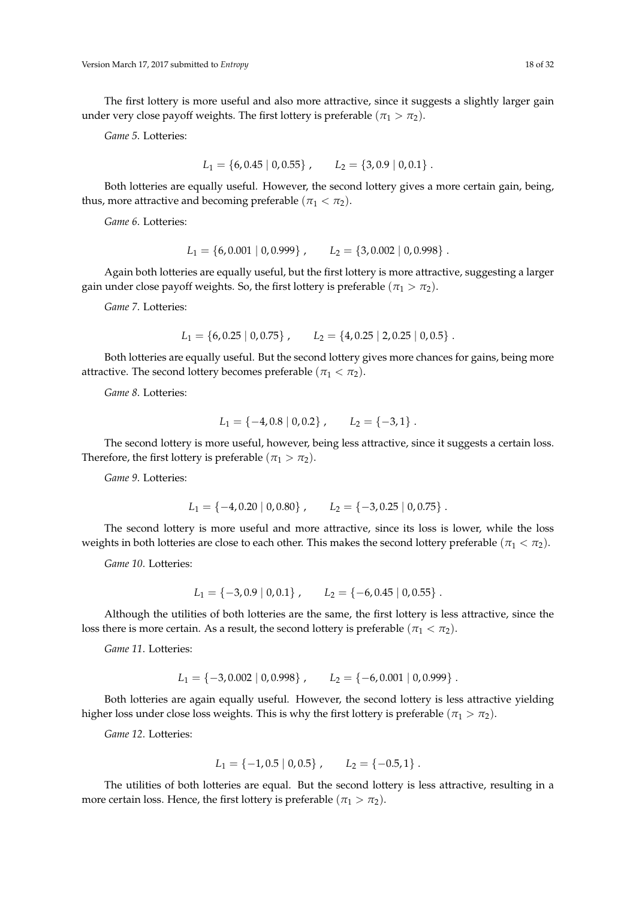The first lottery is more useful and also more attractive, since it suggests a slightly larger gain under very close payoff weights. The first lottery is preferable ($\pi_1 > \pi_2$).

*Game 5*. Lotteries:

$$L_1 = \{6, 0.45 \mid 0, 0.55\}, \qquad L_2 = \{3, 0.9 \mid 0, 0.1\}.$$

Both lotteries are equally useful. However, the second lottery gives a more certain gain, being, thus, more attractive and becoming preferable ($\pi_1 < \pi_2$).

*Game 6*. Lotteries:

$$L_1 = \{6, 0.001 \mid 0, 0.999\}, \qquad L_2 = \{3, 0.002 \mid 0, 0.998\}.$$

Again both lotteries are equally useful, but the first lottery is more attractive, suggesting a larger gain under close payoff weights. So, the first lottery is preferable ($\pi_1 > \pi_2$).

*Game 7*. Lotteries:

$$L_1 = \{6, 0.25 \mid 0, 0.75\}, \qquad L_2 = \{4, 0.25 \mid 2, 0.25 \mid 0, 0.5\}.$$

Both lotteries are equally useful. But the second lottery gives more chances for gains, being more attractive. The second lottery becomes preferable ($\pi_1 < \pi_2$).

*Game 8*. Lotteries:

$$L_1 = \{-4, 0.8 \mid 0, 0.2\}, \qquad L_2 = \{-3, 1\}.$$

The second lottery is more useful, however, being less attractive, since it suggests a certain loss. Therefore, the first lottery is preferable ($\pi_1 > \pi_2$).

*Game 9*. Lotteries:

$$L_1 = \{-4, 0.20 \mid 0, 0.80\}, \qquad L_2 = \{-3, 0.25 \mid 0, 0.75\}.$$

The second lottery is more useful and more attractive, since its loss is lower, while the loss weights in both lotteries are close to each other. This makes the second lottery preferable ($\pi_1 < \pi_2$).

*Game 10*. Lotteries:

$$L_1 = \{-3, 0.9 \mid 0, 0.1\}, \qquad L_2 = \{-6, 0.45 \mid 0, 0.55\}.$$

Although the utilities of both lotteries are the same, the first lottery is less attractive, since the loss there is more certain. As a result, the second lottery is preferable ($\pi_1 < \pi_2$).

*Game 11*. Lotteries:

$$L_1 = \{-3, 0.002 \mid 0, 0.998\}, \qquad L_2 = \{-6, 0.001 \mid 0, 0.999\}.$$

Both lotteries are again equally useful. However, the second lottery is less attractive yielding higher loss under close loss weights. This is why the first lottery is preferable ($\pi_1 > \pi_2$).

*Game 12*. Lotteries:

$$L_1 = \{-1, 0.5 \mid 0, 0.5\}, \qquad L_2 = \{-0.5, 1\}.$$

The utilities of both lotteries are equal. But the second lottery is less attractive, resulting in a more certain loss. Hence, the first lottery is preferable ($\pi_1 > \pi_2$).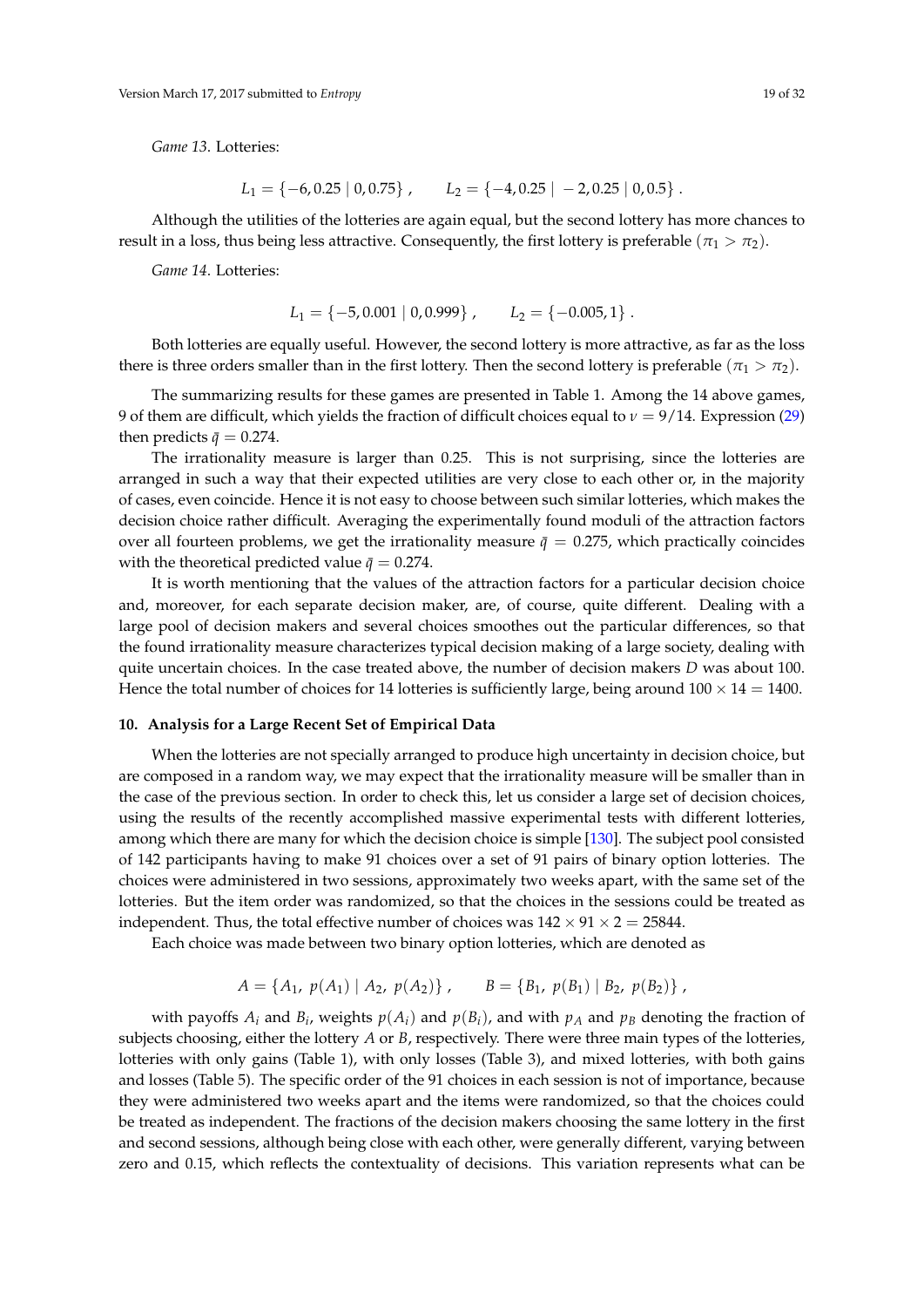*Game 13*. Lotteries:

$$L_1 = \{-6, 0.25 \mid 0, 0.75\} , \qquad L_2 = \{-4, 0.25 \mid -2, 0.25 \mid 0, 0.5\} .$$

Although the utilities of the lotteries are again equal, but the second lottery has more chances to result in a loss, thus being less attractive. Consequently, the first lottery is preferable ($\pi_1 > \pi_2$).

*Game 14*. Lotteries:

$$L_1 = \{-5, 0.001 \mid 0, 0.999\} , \qquad L_2 = \{-0.005, 1\} .$$

Both lotteries are equally useful. However, the second lottery is more attractive, as far as the loss there is three orders smaller than in the first lottery. Then the second lottery is preferable ($\pi_1 > \pi_2$).

The summarizing results for these games are presented in Table 1. Among the 14 above games, 9 of them are difficult, which yields the fraction of difficult choices equal to $\nu = 9/14$. Expression (29) then predicts $\bar{q} = 0.274$.

The irrationality measure is larger than 0.25. This is not surprising, since the lotteries are arranged in such a way that their expected utilities are very close to each other or, in the majority of cases, even coincide. Hence it is not easy to choose between such similar lotteries, which makes the decision choice rather difficult. Averaging the experimentally found moduli of the attraction factors over all fourteen problems, we get the irrationality measure $\bar{q} = 0.275$, which practically coincides with the theoretical predicted value $\bar{q} = 0.274$.

It is worth mentioning that the values of the attraction factors for a particular decision choice and, moreover, for each separate decision maker, are, of course, quite different. Dealing with a large pool of decision makers and several choices smoothes out the particular differences, so that the found irrationality measure characterizes typical decision making of a large society, dealing with quite uncertain choices. In the case treated above, the number of decision makers $D$ was about 100. Hence the total number of choices for 14 lotteries is sufficiently large, being around $100 \times 14 = 1400$.

## 10. Analysis for a Large Recent Set of Empirical Data

When the lotteries are not specially arranged to produce high uncertainty in decision choice, but are composed in a random way, we may expect that the irrationality measure will be smaller than in the case of the previous section. In order to check this, let us consider a large set of decision choices, using the results of the recently accomplished massive experimental tests with different lotteries, among which there are many for which the decision choice is simple [130]. The subject pool consisted of 142 participants having to make 91 choices over a set of 91 pairs of binary option lotteries. The choices were administered in two sessions, approximately two weeks apart, with the same set of the lotteries. But the item order was randomized, so that the choices in the sessions could be treated as independent. Thus, the total effective number of choices was $142 \times 91 \times 2 = 25844$.

Each choice was made between two binary option lotteries, which are denoted as

$$A = \{A_1,\ p(A_1) \mid A_2,\ p(A_2)\} , \qquad B = \{B_1,\ p(B_1) \mid B_2,\ p(B_2)\} ,$$

with payoffs $A_i$ and $B_i$, weights $p(A_i)$ and $p(B_i)$, and with $p_A$ and $p_B$ denoting the fraction of subjects choosing, either the lottery $A$ or $B$, respectively. There were three main types of the lotteries, lotteries with only gains (Table 1), with only losses (Table 3), and mixed lotteries, with both gains and losses (Table 5). The specific order of the 91 choices in each session is not of importance, because they were administered two weeks apart and the items were randomized, so that the choices could be treated as independent. The fractions of the decision makers choosing the same lottery in the first and second sessions, although being close with each other, were generally different, varying between zero and 0.15, which reflects the contextuality of decisions. This variation represents what can be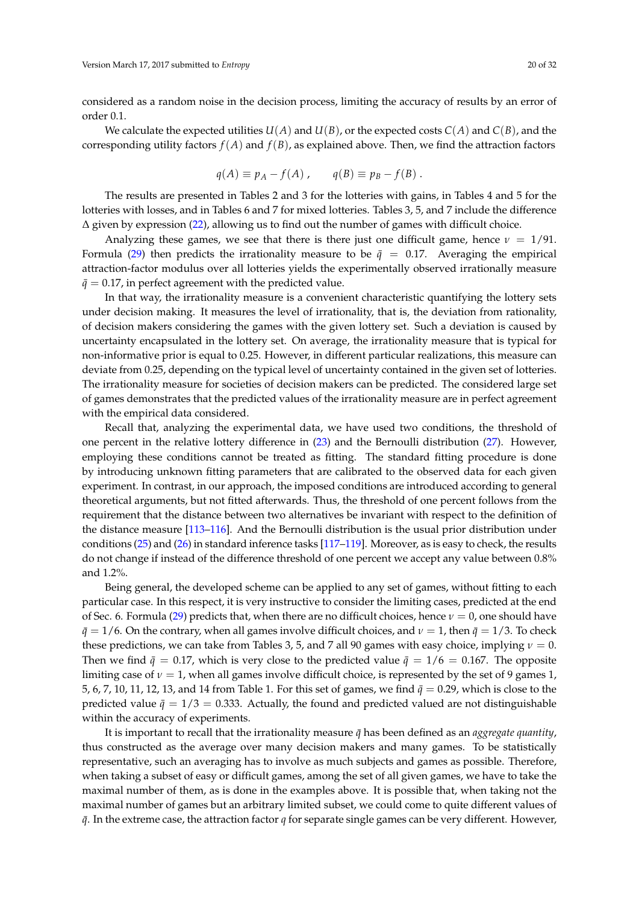considered as a random noise in the decision process, limiting the accuracy of results by an error of order 0.1.

We calculate the expected utilities $U(A)$ and $U(B)$, or the expected costs $C(A)$ and $C(B)$, and the corresponding utility factors $f(A)$ and $f(B)$, as explained above. Then, we find the attraction factors

$$q(A) \equiv p_A - f(A) \; , \qquad q(B) \equiv p_B - f(B) \; .$$

The results are presented in Tables 2 and 3 for the lotteries with gains, in Tables 4 and 5 for the lotteries with losses, and in Tables 6 and 7 for mixed lotteries. Tables 3, 5, and 7 include the difference $\Delta$ given by expression (22), allowing us to find out the number of games with difficult choice.

Analyzing these games, we see that there is there just one difficult game, hence $\nu = 1/91$. Formula (29) then predicts the irrationality measure to be $\bar{q} = 0.17$. Averaging the empirical attraction-factor modulus over all lotteries yields the experimentally observed irrationally measure $\bar{q} = 0.17$, in perfect agreement with the predicted value.

In that way, the irrationality measure is a convenient characteristic quantifying the lottery sets under decision making. It measures the level of irrationality, that is, the deviation from rationality, of decision makers considering the games with the given lottery set. Such a deviation is caused by uncertainty encapsulated in the lottery set. On average, the irrationality measure that is typical for non-informative prior is equal to 0.25. However, in different particular realizations, this measure can deviate from 0.25, depending on the typical level of uncertainty contained in the given set of lotteries. The irrationality measure for societies of decision makers can be predicted. The considered large set of games demonstrates that the predicted values of the irrationality measure are in perfect agreement with the empirical data considered.

Recall that, analyzing the experimental data, we have used two conditions, the threshold of one percent in the relative lottery difference in (23) and the Bernoulli distribution (27). However, employing these conditions cannot be treated as fitting. The standard fitting procedure is done by introducing unknown fitting parameters that are calibrated to the observed data for each given experiment. In contrast, in our approach, the imposed conditions are introduced according to general theoretical arguments, but not fitted afterwards. Thus, the threshold of one percent follows from the requirement that the distance between two alternatives be invariant with respect to the definition of the distance measure [113–116]. And the Bernoulli distribution is the usual prior distribution under conditions (25) and (26) in standard inference tasks [117–119]. Moreover, as is easy to check, the results do not change if instead of the difference threshold of one percent we accept any value between 0.8% and 1.2%.

Being general, the developed scheme can be applied to any set of games, without fitting to each particular case. In this respect, it is very instructive to consider the limiting cases, predicted at the end of Sec. 6. Formula (29) predicts that, when there are no difficult choices, hence $\nu = 0$, one should have $\bar{q} = 1/6$. On the contrary, when all games involve difficult choices, and $\nu = 1$, then $\bar{q} = 1/3$. To check these predictions, we can take from Tables 3, 5, and 7 all 90 games with easy choice, implying $\nu = 0$. Then we find $\bar{q} = 0.17$, which is very close to the predicted value $\bar{q} = 1/6 = 0.167$. The opposite limiting case of $\nu = 1$, when all games involve difficult choice, is represented by the set of 9 games 1, 5, 6, 7, 10, 11, 12, 13, and 14 from Table 1. For this set of games, we find $\bar{q} = 0.29$, which is close to the predicted value $\bar{q} = 1/3 = 0.333$. Actually, the found and predicted valued are not distinguishable within the accuracy of experiments.

It is important to recall that the irrationality measure $\bar{q}$ has been defined as an *aggregate quantity*, thus constructed as the average over many decision makers and many games. To be statistically representative, such an averaging has to involve as much subjects and games as possible. Therefore, when taking a subset of easy or difficult games, among the set of all given games, we have to take the maximal number of them, as is done in the examples above. It is possible that, when taking not the maximal number of games but an arbitrary limited subset, we could come to quite different values of $\bar{q}$. In the extreme case, the attraction factor $q$ for separate single games can be very different. However,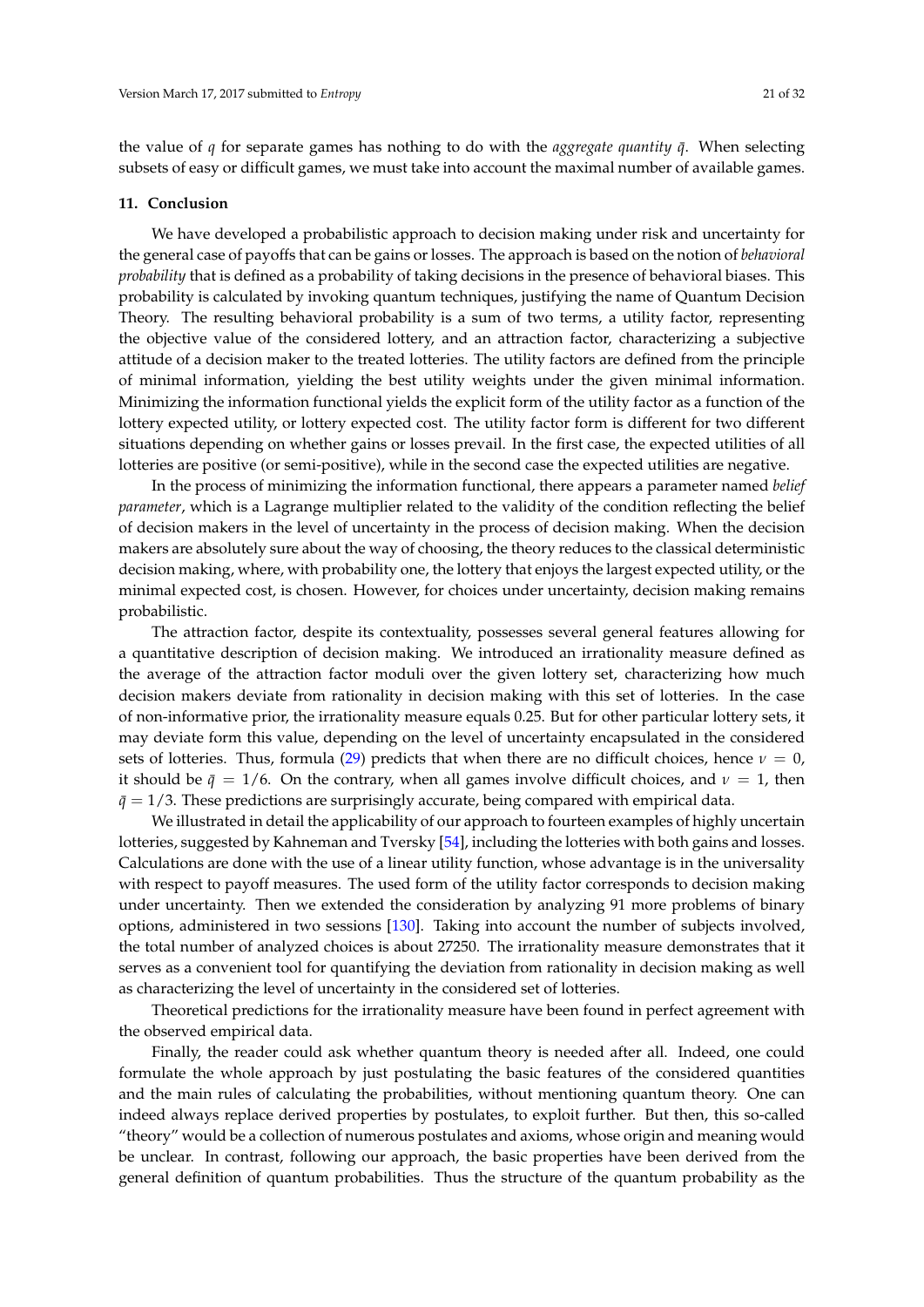the value of $q$ for separate games has nothing to do with the *aggregate quantity* $\bar{q}$. When selecting subsets of easy or difficult games, we must take into account the maximal number of available games.

### 11. Conclusion

We have developed a probabilistic approach to decision making under risk and uncertainty for the general case of payoffs that can be gains or losses. The approach is based on the notion of *behavioral probability* that is defined as a probability of taking decisions in the presence of behavioral biases. This probability is calculated by invoking quantum techniques, justifying the name of Quantum Decision Theory. The resulting behavioral probability is a sum of two terms, a utility factor, representing the objective value of the considered lottery, and an attraction factor, characterizing a subjective attitude of a decision maker to the treated lotteries. The utility factors are defined from the principle of minimal information, yielding the best utility weights under the given minimal information. Minimizing the information functional yields the explicit form of the utility factor as a function of the lottery expected utility, or lottery expected cost. The utility factor form is different for two different situations depending on whether gains or losses prevail. In the first case, the expected utilities of all lotteries are positive (or semi-positive), while in the second case the expected utilities are negative.

In the process of minimizing the information functional, there appears a parameter named *belief parameter*, which is a Lagrange multiplier related to the validity of the condition reflecting the belief of decision makers in the level of uncertainty in the process of decision making. When the decision makers are absolutely sure about the way of choosing, the theory reduces to the classical deterministic decision making, where, with probability one, the lottery that enjoys the largest expected utility, or the minimal expected cost, is chosen. However, for choices under uncertainty, decision making remains probabilistic.

The attraction factor, despite its contextuality, possesses several general features allowing for a quantitative description of decision making. We introduced an irrationality measure defined as the average of the attraction factor moduli over the given lottery set, characterizing how much decision makers deviate from rationality in decision making with this set of lotteries. In the case of non-informative prior, the irrationality measure equals 0.25. But for other particular lottery sets, it may deviate form this value, depending on the level of uncertainty encapsulated in the considered sets of lotteries. Thus, formula (29) predicts that when there are no difficult choices, hence $\nu = 0$, it should be $\bar{q} = 1/6$. On the contrary, when all games involve difficult choices, and $\nu = 1$, then $\bar{q} = 1/3$. These predictions are surprisingly accurate, being compared with empirical data.

We illustrated in detail the applicability of our approach to fourteen examples of highly uncertain lotteries, suggested by Kahneman and Tversky [54], including the lotteries with both gains and losses. Calculations are done with the use of a linear utility function, whose advantage is in the universality with respect to payoff measures. The used form of the utility factor corresponds to decision making under uncertainty. Then we extended the consideration by analyzing 91 more problems of binary options, administered in two sessions [130]. Taking into account the number of subjects involved, the total number of analyzed choices is about 27250. The irrationality measure demonstrates that it serves as a convenient tool for quantifying the deviation from rationality in decision making as well as characterizing the level of uncertainty in the considered set of lotteries.

Theoretical predictions for the irrationality measure have been found in perfect agreement with the observed empirical data.

Finally, the reader could ask whether quantum theory is needed after all. Indeed, one could formulate the whole approach by just postulating the basic features of the considered quantities and the main rules of calculating the probabilities, without mentioning quantum theory. One can indeed always replace derived properties by postulates, to exploit further. But then, this so-called "theory" would be a collection of numerous postulates and axioms, whose origin and meaning would be unclear. In contrast, following our approach, the basic properties have been derived from the general definition of quantum probabilities. Thus the structure of the quantum probability as the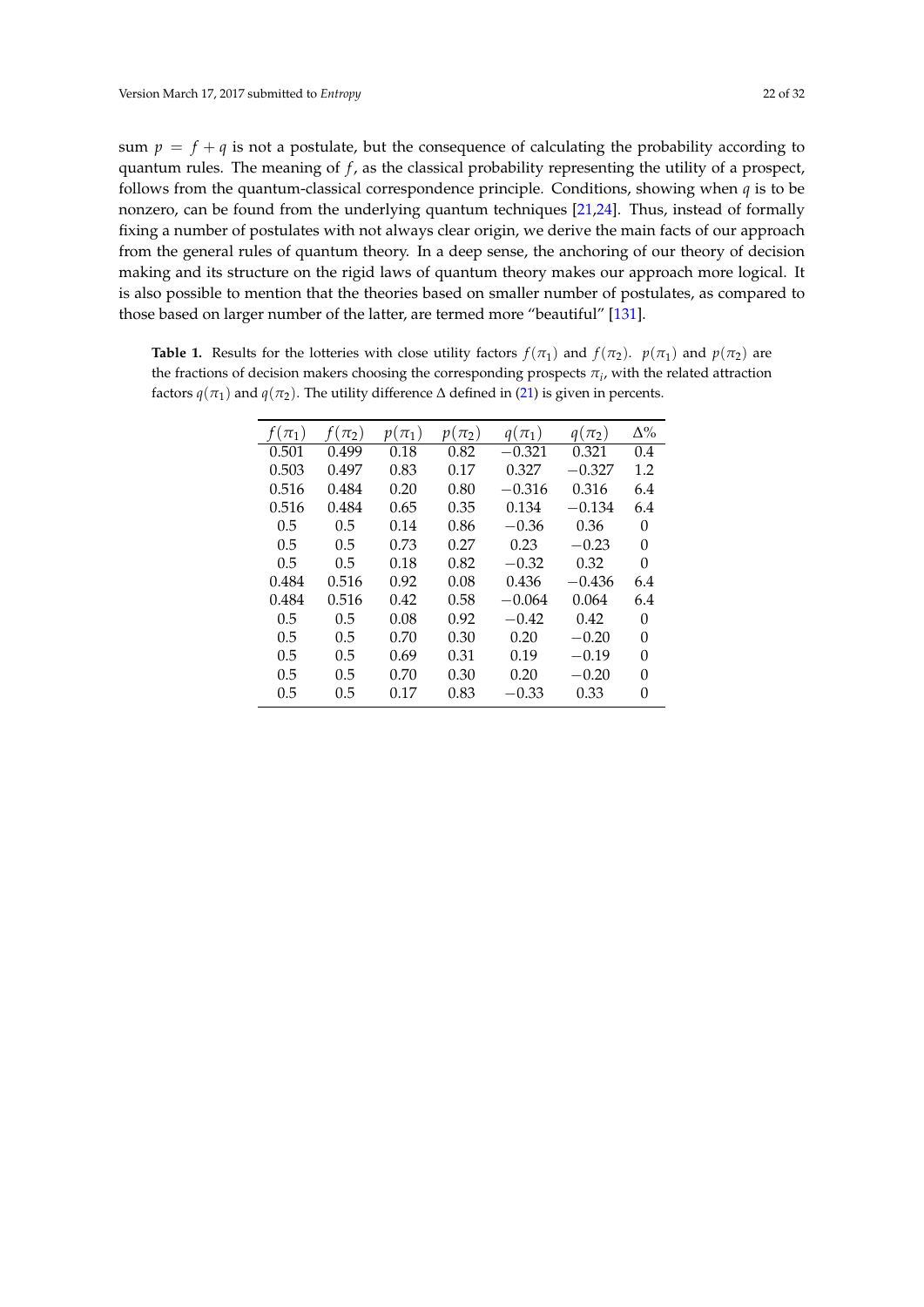sum $p = f + q$ is not a postulate, but the consequence of calculating the probability according to quantum rules. The meaning of $f$, as the classical probability representing the utility of a prospect, follows from the quantum-classical correspondence principle. Conditions, showing when $q$ is to be nonzero, can be found from the underlying quantum techniques [21,24]. Thus, instead of formally fixing a number of postulates with not always clear origin, we derive the main facts of our approach from the general rules of quantum theory. In a deep sense, the anchoring of our theory of decision making and its structure on the rigid laws of quantum theory makes our approach more logical. It is also possible to mention that the theories based on smaller number of postulates, as compared to those based on larger number of the latter, are termed more "beautiful" [131].

**Table 1.** Results for the lotteries with close utility factors $f(\pi_1)$ and $f(\pi_2)$. $p(\pi_1)$ and $p(\pi_2)$ are the fractions of decision makers choosing the corresponding prospects $\pi_i$, with the related attraction factors $q(\pi_1)$ and $q(\pi_2)$. The utility difference $\Delta$ defined in (21) is given in percents.

| $f(\pi_1)$ | $f(\pi_2)$ | $p(\pi_1)$ | $p(\pi_2)$ | $q(\pi_1)$ | $q(\pi_2)$ | $\Delta\%$ |
|---|---|---|---|---|---|---|
| 0.501 | 0.499 | 0.18 | 0.82 | $-0.321$ | 0.321 | 0.4 |
| 0.503 | 0.497 | 0.83 | 0.17 | 0.327 | $-0.327$ | 1.2 |
| 0.516 | 0.484 | 0.20 | 0.80 | $-0.316$ | 0.316 | 6.4 |
| 0.516 | 0.484 | 0.65 | 0.35 | 0.134 | $-0.134$ | 6.4 |
| 0.5 | 0.5 | 0.14 | 0.86 | $-0.36$ | 0.36 | 0 |
| 0.5 | 0.5 | 0.73 | 0.27 | 0.23 | $-0.23$ | 0 |
| 0.5 | 0.5 | 0.18 | 0.82 | $-0.32$ | 0.32 | 0 |
| 0.484 | 0.516 | 0.92 | 0.08 | 0.436 | $-0.436$ | 6.4 |
| 0.484 | 0.516 | 0.42 | 0.58 | $-0.064$ | 0.064 | 6.4 |
| 0.5 | 0.5 | 0.08 | 0.92 | $-0.42$ | 0.42 | 0 |
| 0.5 | 0.5 | 0.70 | 0.30 | 0.20 | $-0.20$ | 0 |
| 0.5 | 0.5 | 0.69 | 0.31 | 0.19 | $-0.19$ | 0 |
| 0.5 | 0.5 | 0.70 | 0.30 | 0.20 | $-0.20$ | 0 |
| 0.5 | 0.5 | 0.17 | 0.83 | $-0.33$ | 0.33 | 0 |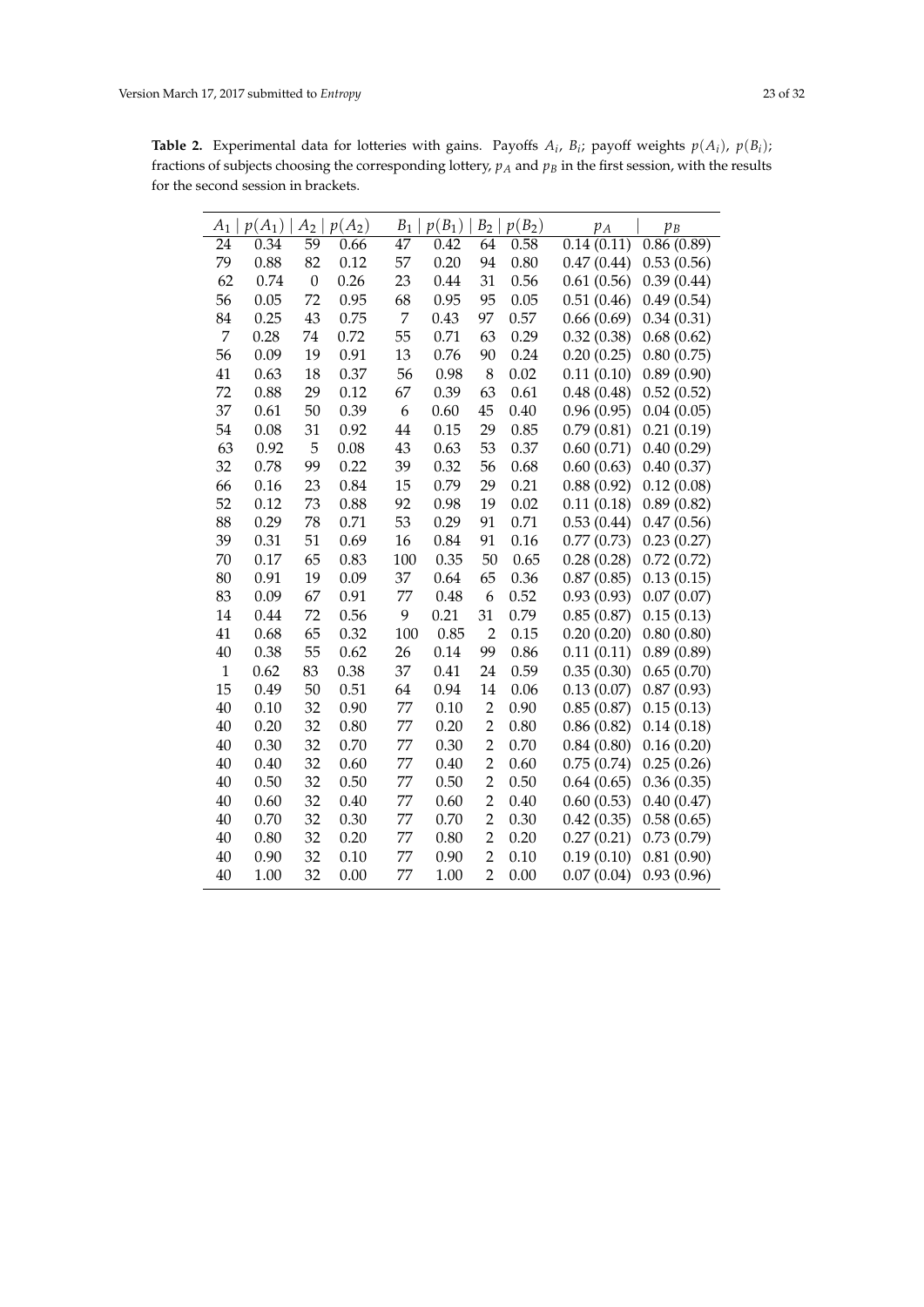**Table 2.** Experimental data for lotteries with gains. Payoffs $A_i$, $B_i$; payoff weights $p(A_i)$, $p(B_i)$; fractions of subjects choosing the corresponding lottery, $p_A$ and $p_B$ in the first session, with the results for the second session in brackets.

| $A_1$ | $p(A_1)$ | $A_2$ | $p(A_2)$ | $B_1$ | $p(B_1)$ | $B_2$ | $p(B_2)$ | $p_A$ | $p_B$ |
|---|---|---|---|---|---|---|---|---|---|
| 24 | 0.34 | 59 | 0.66 | 47 | 0.42 | 64 | 0.58 | 0.14 (0.11) | 0.86 (0.89) |
| 79 | 0.88 | 82 | 0.12 | 57 | 0.20 | 94 | 0.80 | 0.47 (0.44) | 0.53 (0.56) |
| 62 | 0.74 | 0 | 0.26 | 23 | 0.44 | 31 | 0.56 | 0.61 (0.56) | 0.39 (0.44) |
| 56 | 0.05 | 72 | 0.95 | 68 | 0.95 | 95 | 0.05 | 0.51 (0.46) | 0.49 (0.54) |
| 84 | 0.25 | 43 | 0.75 | 7 | 0.43 | 97 | 0.57 | 0.66 (0.69) | 0.34 (0.31) |
| 7 | 0.28 | 74 | 0.72 | 55 | 0.71 | 63 | 0.29 | 0.32 (0.38) | 0.68 (0.62) |
| 56 | 0.09 | 19 | 0.91 | 13 | 0.76 | 90 | 0.24 | 0.20 (0.25) | 0.80 (0.75) |
| 41 | 0.63 | 18 | 0.37 | 56 | 0.98 | 8 | 0.02 | 0.11 (0.10) | 0.89 (0.90) |
| 72 | 0.88 | 29 | 0.12 | 67 | 0.39 | 63 | 0.61 | 0.48 (0.48) | 0.52 (0.52) |
| 37 | 0.61 | 50 | 0.39 | 6 | 0.60 | 45 | 0.40 | 0.96 (0.95) | 0.04 (0.05) |
| 54 | 0.08 | 31 | 0.92 | 44 | 0.15 | 29 | 0.85 | 0.79 (0.81) | 0.21 (0.19) |
| 63 | 0.92 | 5 | 0.08 | 43 | 0.63 | 53 | 0.37 | 0.60 (0.71) | 0.40 (0.29) |
| 32 | 0.78 | 99 | 0.22 | 39 | 0.32 | 56 | 0.68 | 0.60 (0.63) | 0.40 (0.37) |
| 66 | 0.16 | 23 | 0.84 | 15 | 0.79 | 29 | 0.21 | 0.88 (0.92) | 0.12 (0.08) |
| 52 | 0.12 | 73 | 0.88 | 92 | 0.98 | 19 | 0.02 | 0.11 (0.18) | 0.89 (0.82) |
| 88 | 0.29 | 78 | 0.71 | 53 | 0.29 | 91 | 0.71 | 0.53 (0.44) | 0.47 (0.56) |
| 39 | 0.31 | 51 | 0.69 | 16 | 0.84 | 91 | 0.16 | 0.77 (0.73) | 0.23 (0.27) |
| 70 | 0.17 | 65 | 0.83 | 100 | 0.35 | 50 | 0.65 | 0.28 (0.28) | 0.72 (0.72) |
| 80 | 0.91 | 19 | 0.09 | 37 | 0.64 | 65 | 0.36 | 0.87 (0.85) | 0.13 (0.15) |
| 83 | 0.09 | 67 | 0.91 | 77 | 0.48 | 6 | 0.52 | 0.93 (0.93) | 0.07 (0.07) |
| 14 | 0.44 | 72 | 0.56 | 9 | 0.21 | 31 | 0.79 | 0.85 (0.87) | 0.15 (0.13) |
| 41 | 0.68 | 65 | 0.32 | 100 | 0.85 | 2 | 0.15 | 0.20 (0.20) | 0.80 (0.80) |
| 40 | 0.38 | 55 | 0.62 | 26 | 0.14 | 99 | 0.86 | 0.11 (0.11) | 0.89 (0.89) |
| 1 | 0.62 | 83 | 0.38 | 37 | 0.41 | 24 | 0.59 | 0.35 (0.30) | 0.65 (0.70) |
| 15 | 0.49 | 50 | 0.51 | 64 | 0.94 | 14 | 0.06 | 0.13 (0.07) | 0.87 (0.93) |
| 40 | 0.10 | 32 | 0.90 | 77 | 0.10 | 2 | 0.90 | 0.85 (0.87) | 0.15 (0.13) |
| 40 | 0.20 | 32 | 0.80 | 77 | 0.20 | 2 | 0.80 | 0.86 (0.82) | 0.14 (0.18) |
| 40 | 0.30 | 32 | 0.70 | 77 | 0.30 | 2 | 0.70 | 0.84 (0.80) | 0.16 (0.20) |
| 40 | 0.40 | 32 | 0.60 | 77 | 0.40 | 2 | 0.60 | 0.75 (0.74) | 0.25 (0.26) |
| 40 | 0.50 | 32 | 0.50 | 77 | 0.50 | 2 | 0.50 | 0.64 (0.65) | 0.36 (0.35) |
| 40 | 0.60 | 32 | 0.40 | 77 | 0.60 | 2 | 0.40 | 0.60 (0.53) | 0.40 (0.47) |
| 40 | 0.70 | 32 | 0.30 | 77 | 0.70 | 2 | 0.30 | 0.42 (0.35) | 0.58 (0.65) |
| 40 | 0.80 | 32 | 0.20 | 77 | 0.80 | 2 | 0.20 | 0.27 (0.21) | 0.73 (0.79) |
| 40 | 0.90 | 32 | 0.10 | 77 | 0.90 | 2 | 0.10 | 0.19 (0.10) | 0.81 (0.90) |
| 40 | 1.00 | 32 | 0.00 | 77 | 1.00 | 2 | 0.00 | 0.07 (0.04) | 0.93 (0.96) |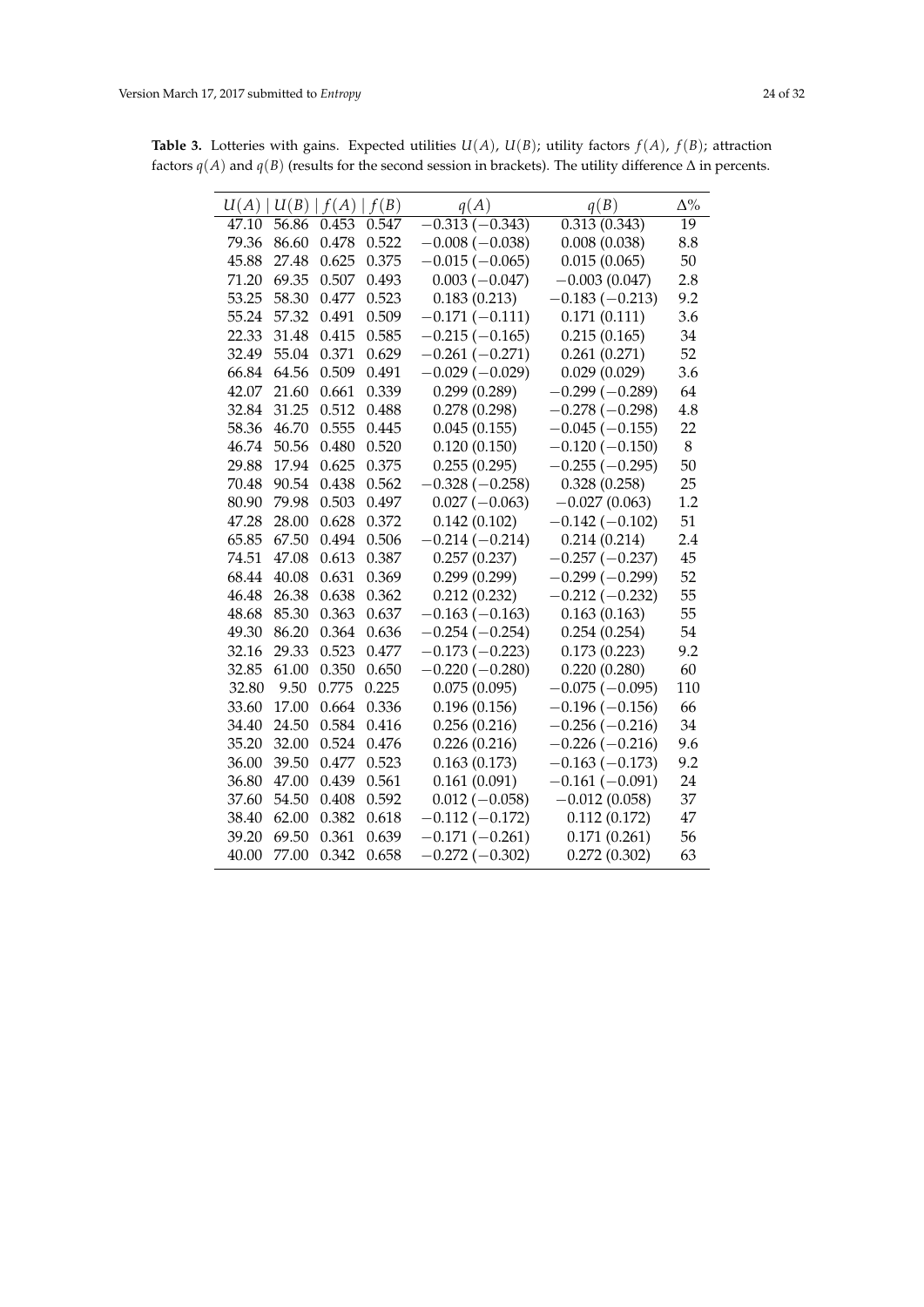**Table 3.** Lotteries with gains. Expected utilities $U(A)$, $U(B)$; utility factors $f(A)$, $f(B)$; attraction factors $q(A)$ and $q(B)$ (results for the second session in brackets). The utility difference $\Delta$ in percents.

| $U(A)$ | $U(B)$ | $f(A)$ | $f(B)$ | $q(A)$ | $q(B)$ | $\Delta\%$ |
|---|---|---|---|---|---|---|
| 47.10 | 56.86 | 0.453 | 0.547 | $-0.313$ ($-0.343$) | 0.313 (0.343) | 19 |
| 79.36 | 86.60 | 0.478 | 0.522 | $-0.008$ ($-0.038$) | 0.008 (0.038) | 8.8 |
| 45.88 | 27.48 | 0.625 | 0.375 | $-0.015$ ($-0.065$) | 0.015 (0.065) | 50 |
| 71.20 | 69.35 | 0.507 | 0.493 | 0.003 ($-0.047$) | $-0.003$ (0.047) | 2.8 |
| 53.25 | 58.30 | 0.477 | 0.523 | 0.183 (0.213) | $-0.183$ ($-0.213$) | 9.2 |
| 55.24 | 57.32 | 0.491 | 0.509 | $-0.171$ ($-0.111$) | 0.171 (0.111) | 3.6 |
| 22.33 | 31.48 | 0.415 | 0.585 | $-0.215$ ($-0.165$) | 0.215 (0.165) | 34 |
| 32.49 | 55.04 | 0.371 | 0.629 | $-0.261$ ($-0.271$) | 0.261 (0.271) | 52 |
| 66.84 | 64.56 | 0.509 | 0.491 | $-0.029$ ($-0.029$) | 0.029 (0.029) | 3.6 |
| 42.07 | 21.60 | 0.661 | 0.339 | 0.299 (0.289) | $-0.299$ ($-0.289$) | 64 |
| 32.84 | 31.25 | 0.512 | 0.488 | 0.278 (0.298) | $-0.278$ ($-0.298$) | 4.8 |
| 58.36 | 46.70 | 0.555 | 0.445 | 0.045 (0.155) | $-0.045$ ($-0.155$) | 22 |
| 46.74 | 50.56 | 0.480 | 0.520 | 0.120 (0.150) | $-0.120$ ($-0.150$) | 8 |
| 29.88 | 17.94 | 0.625 | 0.375 | 0.255 (0.295) | $-0.255$ ($-0.295$) | 50 |
| 70.48 | 90.54 | 0.438 | 0.562 | $-0.328$ ($-0.258$) | 0.328 (0.258) | 25 |
| 80.90 | 79.98 | 0.503 | 0.497 | 0.027 ($-0.063$) | $-0.027$ (0.063) | 1.2 |
| 47.28 | 28.00 | 0.628 | 0.372 | 0.142 (0.102) | $-0.142$ ($-0.102$) | 51 |
| 65.85 | 67.50 | 0.494 | 0.506 | $-0.214$ ($-0.214$) | 0.214 (0.214) | 2.4 |
| 74.51 | 47.08 | 0.613 | 0.387 | 0.257 (0.237) | $-0.257$ ($-0.237$) | 45 |
| 68.44 | 40.08 | 0.631 | 0.369 | 0.299 (0.299) | $-0.299$ ($-0.299$) | 52 |
| 46.48 | 26.38 | 0.638 | 0.362 | 0.212 (0.232) | $-0.212$ ($-0.232$) | 55 |
| 48.68 | 85.30 | 0.363 | 0.637 | $-0.163$ ($-0.163$) | 0.163 (0.163) | 55 |
| 49.30 | 86.20 | 0.364 | 0.636 | $-0.254$ ($-0.254$) | 0.254 (0.254) | 54 |
| 32.16 | 29.33 | 0.523 | 0.477 | $-0.173$ ($-0.223$) | 0.173 (0.223) | 9.2 |
| 32.85 | 61.00 | 0.350 | 0.650 | $-0.220$ ($-0.280$) | 0.220 (0.280) | 60 |
| 32.80 | 9.50 | 0.775 | 0.225 | 0.075 (0.095) | $-0.075$ ($-0.095$) | 110 |
| 33.60 | 17.00 | 0.664 | 0.336 | 0.196 (0.156) | $-0.196$ ($-0.156$) | 66 |
| 34.40 | 24.50 | 0.584 | 0.416 | 0.256 (0.216) | $-0.256$ ($-0.216$) | 34 |
| 35.20 | 32.00 | 0.524 | 0.476 | 0.226 (0.216) | $-0.226$ ($-0.216$) | 9.6 |
| 36.00 | 39.50 | 0.477 | 0.523 | 0.163 (0.173) | $-0.163$ ($-0.173$) | 9.2 |
| 36.80 | 47.00 | 0.439 | 0.561 | 0.161 (0.091) | $-0.161$ ($-0.091$) | 24 |
| 37.60 | 54.50 | 0.408 | 0.592 | 0.012 ($-0.058$) | $-0.012$ (0.058) | 37 |
| 38.40 | 62.00 | 0.382 | 0.618 | $-0.112$ ($-0.172$) | 0.112 (0.172) | 47 |
| 39.20 | 69.50 | 0.361 | 0.639 | $-0.171$ ($-0.261$) | 0.171 (0.261) | 56 |
| 40.00 | 77.00 | 0.342 | 0.658 | $-0.272$ ($-0.302$) | 0.272 (0.302) | 63 |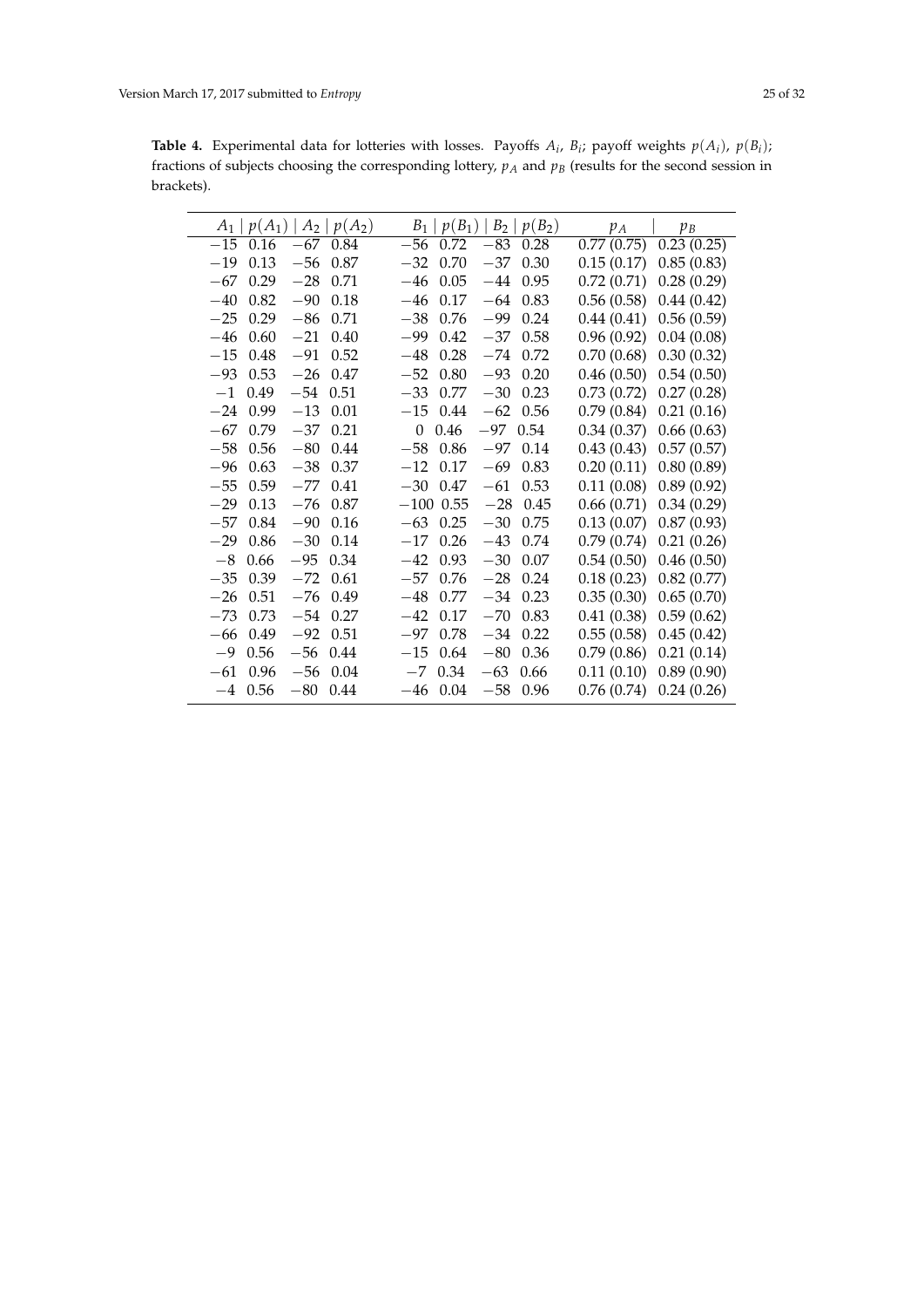**Table 4.** Experimental data for lotteries with losses. Payoffs $A_i$, $B_i$; payoff weights $p(A_i)$, $p(B_i)$; fractions of subjects choosing the corresponding lottery, $p_A$ and $p_B$ (results for the second session in brackets).

| $A_1$ | $p(A_1)$ | $A_2$ | $p(A_2)$ | $B_1$ | $p(B_1)$ | $B_2$ | $p(B_2)$ | $p_A$ | $p_B$ |
|---|---|---|---|---|---|---|---|---|---|
| −15 | 0.16 | −67 | 0.84 | −56 | 0.72 | −83 | 0.28 | 0.77 (0.75) | 0.23 (0.25) |
| −19 | 0.13 | −56 | 0.87 | −32 | 0.70 | −37 | 0.30 | 0.15 (0.17) | 0.85 (0.83) |
| −67 | 0.29 | −28 | 0.71 | −46 | 0.05 | −44 | 0.95 | 0.72 (0.71) | 0.28 (0.29) |
| −40 | 0.82 | −90 | 0.18 | −46 | 0.17 | −64 | 0.83 | 0.56 (0.58) | 0.44 (0.42) |
| −25 | 0.29 | −86 | 0.71 | −38 | 0.76 | −99 | 0.24 | 0.44 (0.41) | 0.56 (0.59) |
| −46 | 0.60 | −21 | 0.40 | −99 | 0.42 | −37 | 0.58 | 0.96 (0.92) | 0.04 (0.08) |
| −15 | 0.48 | −91 | 0.52 | −48 | 0.28 | −74 | 0.72 | 0.70 (0.68) | 0.30 (0.32) |
| −93 | 0.53 | −26 | 0.47 | −52 | 0.80 | −93 | 0.20 | 0.46 (0.50) | 0.54 (0.50) |
| −1 | 0.49 | −54 | 0.51 | −33 | 0.77 | −30 | 0.23 | 0.73 (0.72) | 0.27 (0.28) |
| −24 | 0.99 | −13 | 0.01 | −15 | 0.44 | −62 | 0.56 | 0.79 (0.84) | 0.21 (0.16) |
| −67 | 0.79 | −37 | 0.21 | 0 | 0.46 | −97 | 0.54 | 0.34 (0.37) | 0.66 (0.63) |
| −58 | 0.56 | −80 | 0.44 | −58 | 0.86 | −97 | 0.14 | 0.43 (0.43) | 0.57 (0.57) |
| −96 | 0.63 | −38 | 0.37 | −12 | 0.17 | −69 | 0.83 | 0.20 (0.11) | 0.80 (0.89) |
| −55 | 0.59 | −77 | 0.41 | −30 | 0.47 | −61 | 0.53 | 0.11 (0.08) | 0.89 (0.92) |
| −29 | 0.13 | −76 | 0.87 | −100 | 0.55 | −28 | 0.45 | 0.66 (0.71) | 0.34 (0.29) |
| −57 | 0.84 | −90 | 0.16 | −63 | 0.25 | −30 | 0.75 | 0.13 (0.07) | 0.87 (0.93) |
| −29 | 0.86 | −30 | 0.14 | −17 | 0.26 | −43 | 0.74 | 0.79 (0.74) | 0.21 (0.26) |
| −8 | 0.66 | −95 | 0.34 | −42 | 0.93 | −30 | 0.07 | 0.54 (0.50) | 0.46 (0.50) |
| −35 | 0.39 | −72 | 0.61 | −57 | 0.76 | −28 | 0.24 | 0.18 (0.23) | 0.82 (0.77) |
| −26 | 0.51 | −76 | 0.49 | −48 | 0.77 | −34 | 0.23 | 0.35 (0.30) | 0.65 (0.70) |
| −73 | 0.73 | −54 | 0.27 | −42 | 0.17 | −70 | 0.83 | 0.41 (0.38) | 0.59 (0.62) |
| −66 | 0.49 | −92 | 0.51 | −97 | 0.78 | −34 | 0.22 | 0.55 (0.58) | 0.45 (0.42) |
| −9 | 0.56 | −56 | 0.44 | −15 | 0.64 | −80 | 0.36 | 0.79 (0.86) | 0.21 (0.14) |
| −61 | 0.96 | −56 | 0.04 | −7 | 0.34 | −63 | 0.66 | 0.11 (0.10) | 0.89 (0.90) |
| −4 | 0.56 | −80 | 0.44 | −46 | 0.04 | −58 | 0.96 | 0.76 (0.74) | 0.24 (0.26) |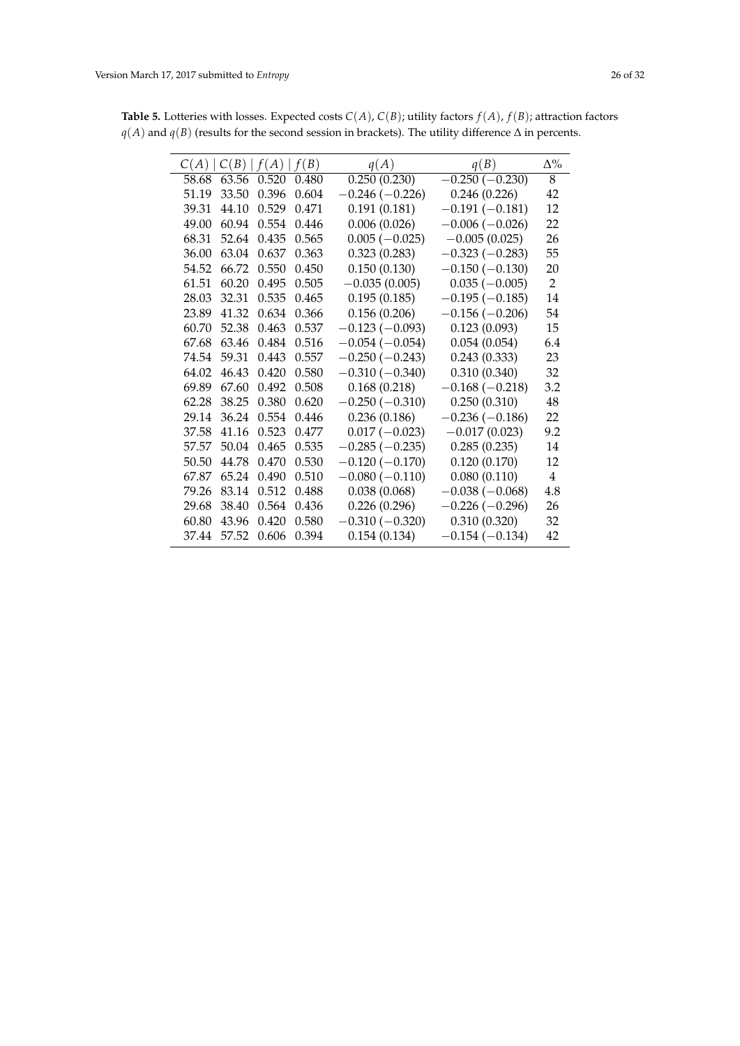**Table 5.** Lotteries with losses. Expected costs $C(A)$, $C(B)$; utility factors $f(A)$, $f(B)$; attraction factors $q(A)$ and $q(B)$ (results for the second session in brackets). The utility difference $\Delta$ in percents.

| $C(A)$ | $C(B)$ | $f(A)$ | $f(B)$ | $q(A)$ | $q(B)$ | $\Delta\%$ |
|---|---|---|---|---|---|---|
| 58.68 | 63.56 | 0.520 | 0.480 | 0.250 (0.230) | $-0.250$ ($-0.230$) | 8 |
| 51.19 | 33.50 | 0.396 | 0.604 | $-0.246$ ($-0.226$) | 0.246 (0.226) | 42 |
| 39.31 | 44.10 | 0.529 | 0.471 | 0.191 (0.181) | $-0.191$ ($-0.181$) | 12 |
| 49.00 | 60.94 | 0.554 | 0.446 | 0.006 (0.026) | $-0.006$ ($-0.026$) | 22 |
| 68.31 | 52.64 | 0.435 | 0.565 | 0.005 ($-0.025$) | $-0.005$ (0.025) | 26 |
| 36.00 | 63.04 | 0.637 | 0.363 | 0.323 (0.283) | $-0.323$ ($-0.283$) | 55 |
| 54.52 | 66.72 | 0.550 | 0.450 | 0.150 (0.130) | $-0.150$ ($-0.130$) | 20 |
| 61.51 | 60.20 | 0.495 | 0.505 | $-0.035$ (0.005) | 0.035 ($-0.005$) | 2 |
| 28.03 | 32.31 | 0.535 | 0.465 | 0.195 (0.185) | $-0.195$ ($-0.185$) | 14 |
| 23.89 | 41.32 | 0.634 | 0.366 | 0.156 (0.206) | $-0.156$ ($-0.206$) | 54 |
| 60.70 | 52.38 | 0.463 | 0.537 | $-0.123$ ($-0.093$) | 0.123 (0.093) | 15 |
| 67.68 | 63.46 | 0.484 | 0.516 | $-0.054$ ($-0.054$) | 0.054 (0.054) | 6.4 |
| 74.54 | 59.31 | 0.443 | 0.557 | $-0.250$ ($-0.243$) | 0.243 (0.333) | 23 |
| 64.02 | 46.43 | 0.420 | 0.580 | $-0.310$ ($-0.340$) | 0.310 (0.340) | 32 |
| 69.89 | 67.60 | 0.492 | 0.508 | 0.168 (0.218) | $-0.168$ ($-0.218$) | 3.2 |
| 62.28 | 38.25 | 0.380 | 0.620 | $-0.250$ ($-0.310$) | 0.250 (0.310) | 48 |
| 29.14 | 36.24 | 0.554 | 0.446 | 0.236 (0.186) | $-0.236$ ($-0.186$) | 22 |
| 37.58 | 41.16 | 0.523 | 0.477 | 0.017 ($-0.023$) | $-0.017$ (0.023) | 9.2 |
| 57.57 | 50.04 | 0.465 | 0.535 | $-0.285$ ($-0.235$) | 0.285 (0.235) | 14 |
| 50.50 | 44.78 | 0.470 | 0.530 | $-0.120$ ($-0.170$) | 0.120 (0.170) | 12 |
| 67.87 | 65.24 | 0.490 | 0.510 | $-0.080$ ($-0.110$) | 0.080 (0.110) | 4 |
| 79.26 | 83.14 | 0.512 | 0.488 | 0.038 (0.068) | $-0.038$ ($-0.068$) | 4.8 |
| 29.68 | 38.40 | 0.564 | 0.436 | 0.226 (0.296) | $-0.226$ ($-0.296$) | 26 |
| 60.80 | 43.96 | 0.420 | 0.580 | $-0.310$ ($-0.320$) | 0.310 (0.320) | 32 |
| 37.44 | 57.52 | 0.606 | 0.394 | 0.154 (0.134) | $-0.154$ ($-0.134$) | 42 |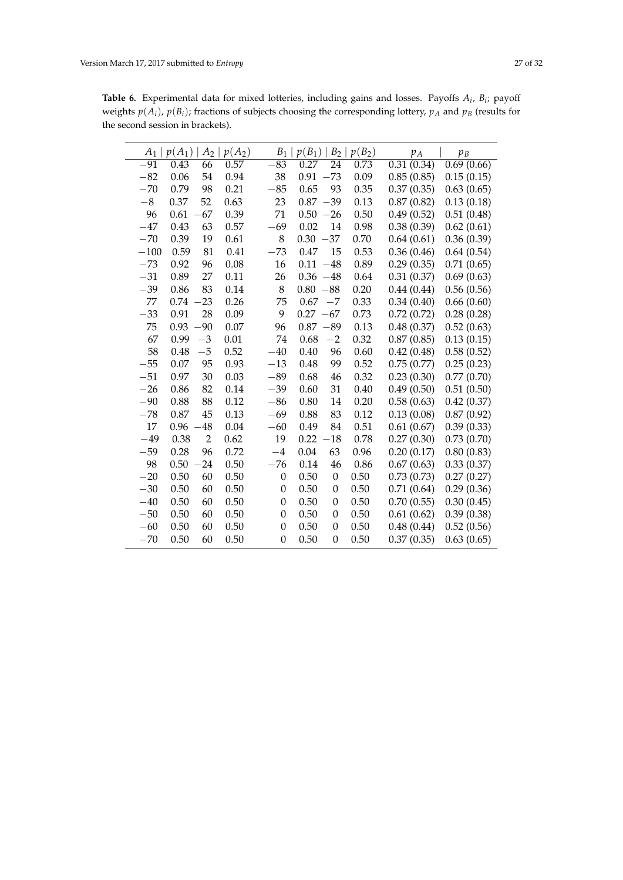**Table 6.** Experimental data for mixed lotteries, including gains and losses. Payoffs $A_i$, $B_i$; payoff weights $p(A_i)$, $p(B_i)$; fractions of subjects choosing the corresponding lottery, $p_A$ and $p_B$ (results for the second session in brackets).

| $A_1$ | $p(A_1)$ | $A_2$ | $p(A_2)$ | $B_1$ | $p(B_1)$ | $B_2$ | $p(B_2)$ | $p_A$ | $p_B$ |
|---|---|---|---|---|---|---|---|---|---|
| −91 | 0.43 | 66 | 0.57 | −83 | 0.27 | 24 | 0.73 | 0.31 (0.34) | 0.69 (0.66) |
| −82 | 0.06 | 54 | 0.94 | 38 | 0.91 | −73 | 0.09 | 0.85 (0.85) | 0.15 (0.15) |
| −70 | 0.79 | 98 | 0.21 | −85 | 0.65 | 93 | 0.35 | 0.37 (0.35) | 0.63 (0.65) |
| −8 | 0.37 | 52 | 0.63 | 23 | 0.87 | −39 | 0.13 | 0.87 (0.82) | 0.13 (0.18) |
| 96 | 0.61 | −67 | 0.39 | 71 | 0.50 | −26 | 0.50 | 0.49 (0.52) | 0.51 (0.48) |
| −47 | 0.43 | 63 | 0.57 | −69 | 0.02 | 14 | 0.98 | 0.38 (0.39) | 0.62 (0.61) |
| −70 | 0.39 | 19 | 0.61 | 8 | 0.30 | −37 | 0.70 | 0.64 (0.61) | 0.36 (0.39) |
| −100 | 0.59 | 81 | 0.41 | −73 | 0.47 | 15 | 0.53 | 0.36 (0.46) | 0.64 (0.54) |
| −73 | 0.92 | 96 | 0.08 | 16 | 0.11 | −48 | 0.89 | 0.29 (0.35) | 0.71 (0.65) |
| −31 | 0.89 | 27 | 0.11 | 26 | 0.36 | −48 | 0.64 | 0.31 (0.37) | 0.69 (0.63) |
| −39 | 0.86 | 83 | 0.14 | 8 | 0.80 | −88 | 0.20 | 0.44 (0.44) | 0.56 (0.56) |
| 77 | 0.74 | −23 | 0.26 | 75 | 0.67 | −7 | 0.33 | 0.34 (0.40) | 0.66 (0.60) |
| −33 | 0.91 | 28 | 0.09 | 9 | 0.27 | −67 | 0.73 | 0.72 (0.72) | 0.28 (0.28) |
| 75 | 0.93 | −90 | 0.07 | 96 | 0.87 | −89 | 0.13 | 0.48 (0.37) | 0.52 (0.63) |
| 67 | 0.99 | −3 | 0.01 | 74 | 0.68 | −2 | 0.32 | 0.87 (0.85) | 0.13 (0.15) |
| 58 | 0.48 | −5 | 0.52 | −40 | 0.40 | 96 | 0.60 | 0.42 (0.48) | 0.58 (0.52) |
| −55 | 0.07 | 95 | 0.93 | −13 | 0.48 | 99 | 0.52 | 0.75 (0.77) | 0.25 (0.23) |
| −51 | 0.97 | 30 | 0.03 | −89 | 0.68 | 46 | 0.32 | 0.23 (0.30) | 0.77 (0.70) |
| −26 | 0.86 | 82 | 0.14 | −39 | 0.60 | 31 | 0.40 | 0.49 (0.50) | 0.51 (0.50) |
| −90 | 0.88 | 88 | 0.12 | −86 | 0.80 | 14 | 0.20 | 0.58 (0.63) | 0.42 (0.37) |
| −78 | 0.87 | 45 | 0.13 | −69 | 0.88 | 83 | 0.12 | 0.13 (0.08) | 0.87 (0.92) |
| 17 | 0.96 | −48 | 0.04 | −60 | 0.49 | 84 | 0.51 | 0.61 (0.67) | 0.39 (0.33) |
| −49 | 0.38 | 2 | 0.62 | 19 | 0.22 | −18 | 0.78 | 0.27 (0.30) | 0.73 (0.70) |
| −59 | 0.28 | 96 | 0.72 | −4 | 0.04 | 63 | 0.96 | 0.20 (0.17) | 0.80 (0.83) |
| 98 | 0.50 | −24 | 0.50 | −76 | 0.14 | 46 | 0.86 | 0.67 (0.63) | 0.33 (0.37) |
| −20 | 0.50 | 60 | 0.50 | 0 | 0.50 | 0 | 0.50 | 0.73 (0.73) | 0.27 (0.27) |
| −30 | 0.50 | 60 | 0.50 | 0 | 0.50 | 0 | 0.50 | 0.71 (0.64) | 0.29 (0.36) |
| −40 | 0.50 | 60 | 0.50 | 0 | 0.50 | 0 | 0.50 | 0.70 (0.55) | 0.30 (0.45) |
| −50 | 0.50 | 60 | 0.50 | 0 | 0.50 | 0 | 0.50 | 0.61 (0.62) | 0.39 (0.38) |
| −60 | 0.50 | 60 | 0.50 | 0 | 0.50 | 0 | 0.50 | 0.48 (0.44) | 0.52 (0.56) |
| −70 | 0.50 | 60 | 0.50 | 0 | 0.50 | 0 | 0.50 | 0.37 (0.35) | 0.63 (0.65) |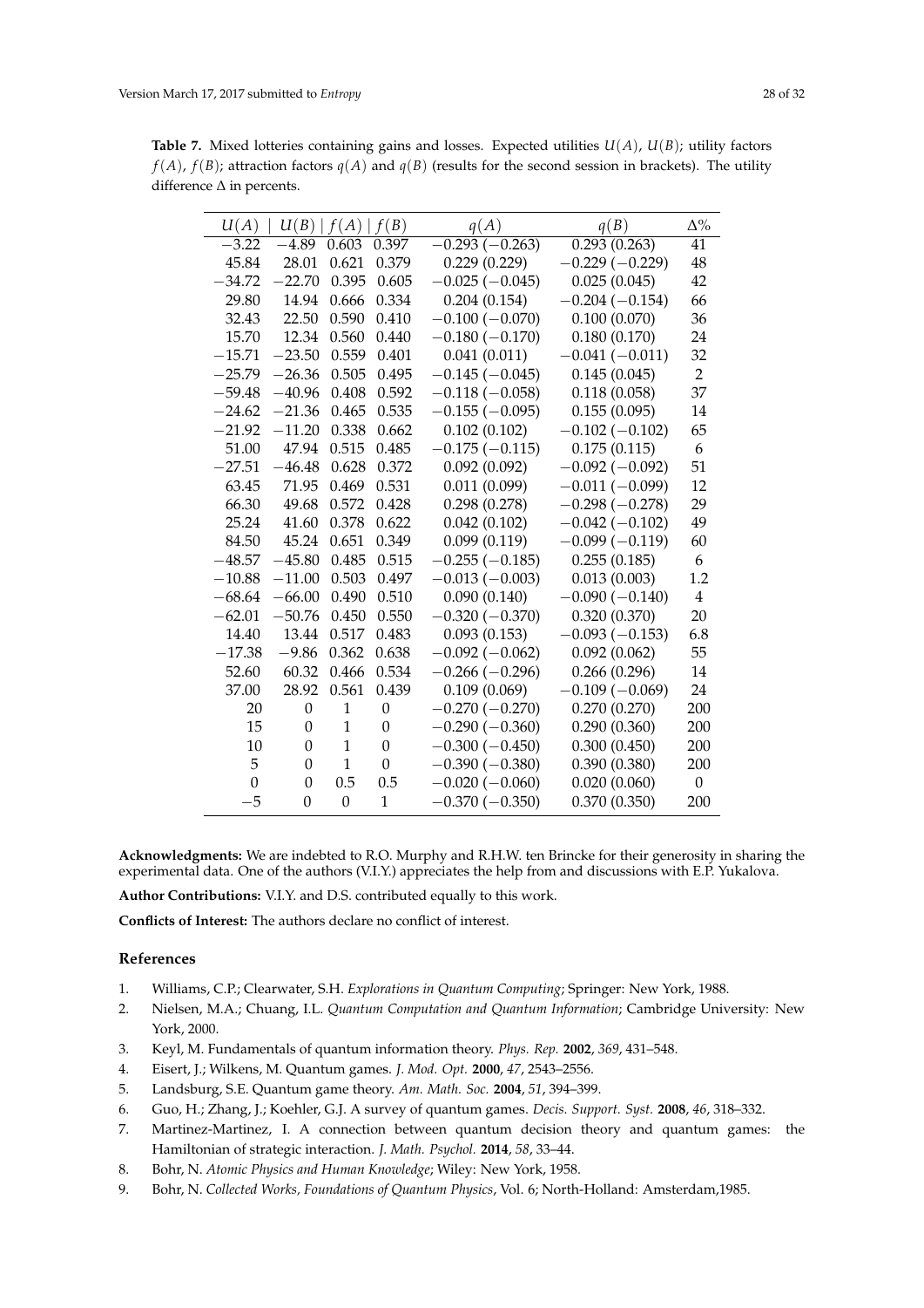**Table 7.** Mixed lotteries containing gains and losses. Expected utilities $U(A)$, $U(B)$; utility factors $f(A)$, $f(B)$; attraction factors $q(A)$ and $q(B)$ (results for the second session in brackets). The utility difference $\Delta$ in percents.

| $U(A)$ | $U(B)$ | $f(A)$ | $f(B)$ | $q(A)$ | $q(B)$ | $\Delta$% |
|---|---|---|---|---|---|---|
| −3.22 | −4.89 | 0.603 | 0.397 | −0.293 (−0.263) | 0.293 (0.263) | 41 |
| 45.84 | 28.01 | 0.621 | 0.379 | 0.229 (0.229) | −0.229 (−0.229) | 48 |
| −34.72 | −22.70 | 0.395 | 0.605 | −0.025 (−0.045) | 0.025 (0.045) | 42 |
| 29.80 | 14.94 | 0.666 | 0.334 | 0.204 (0.154) | −0.204 (−0.154) | 66 |
| 32.43 | 22.50 | 0.590 | 0.410 | −0.100 (−0.070) | 0.100 (0.070) | 36 |
| 15.70 | 12.34 | 0.560 | 0.440 | −0.180 (−0.170) | 0.180 (0.170) | 24 |
| −15.71 | −23.50 | 0.559 | 0.401 | 0.041 (0.011) | −0.041 (−0.011) | 32 |
| −25.79 | −26.36 | 0.505 | 0.495 | −0.145 (−0.045) | 0.145 (0.045) | 2 |
| −59.48 | −40.96 | 0.408 | 0.592 | −0.118 (−0.058) | 0.118 (0.058) | 37 |
| −24.62 | −21.36 | 0.465 | 0.535 | −0.155 (−0.095) | 0.155 (0.095) | 14 |
| −21.92 | −11.20 | 0.338 | 0.662 | 0.102 (0.102) | −0.102 (−0.102) | 65 |
| 51.00 | 47.94 | 0.515 | 0.485 | −0.175 (−0.115) | 0.175 (0.115) | 6 |
| −27.51 | −46.48 | 0.628 | 0.372 | 0.092 (0.092) | −0.092 (−0.092) | 51 |
| 63.45 | 71.95 | 0.469 | 0.531 | 0.011 (0.099) | −0.011 (−0.099) | 12 |
| 66.30 | 49.68 | 0.572 | 0.428 | 0.298 (0.278) | −0.298 (−0.278) | 29 |
| 25.24 | 41.60 | 0.378 | 0.622 | 0.042 (0.102) | −0.042 (−0.102) | 49 |
| 84.50 | 45.24 | 0.651 | 0.349 | 0.099 (0.119) | −0.099 (−0.119) | 60 |
| −48.57 | −45.80 | 0.485 | 0.515 | −0.255 (−0.185) | 0.255 (0.185) | 6 |
| −10.88 | −11.00 | 0.503 | 0.497 | −0.013 (−0.003) | 0.013 (0.003) | 1.2 |
| −68.64 | −66.00 | 0.490 | 0.510 | 0.090 (0.140) | −0.090 (−0.140) | 4 |
| −62.01 | −50.76 | 0.450 | 0.550 | −0.320 (−0.370) | 0.320 (0.370) | 20 |
| 14.40 | 13.44 | 0.517 | 0.483 | 0.093 (0.153) | −0.093 (−0.153) | 6.8 |
| −17.38 | −9.86 | 0.362 | 0.638 | −0.092 (−0.062) | 0.092 (0.062) | 55 |
| 52.60 | 60.32 | 0.466 | 0.534 | −0.266 (−0.296) | 0.266 (0.296) | 14 |
| 37.00 | 28.92 | 0.561 | 0.439 | 0.109 (0.069) | −0.109 (−0.069) | 24 |
| 20 | 0 | 1 | 0 | −0.270 (−0.270) | 0.270 (0.270) | 200 |
| 15 | 0 | 1 | 0 | −0.290 (−0.360) | 0.290 (0.360) | 200 |
| 10 | 0 | 1 | 0 | −0.300 (−0.450) | 0.300 (0.450) | 200 |
| 5 | 0 | 1 | 0 | −0.390 (−0.380) | 0.390 (0.380) | 200 |
| 0 | 0 | 0.5 | 0.5 | −0.020 (−0.060) | 0.020 (0.060) | 0 |
| −5 | 0 | 0 | 1 | −0.370 (−0.350) | 0.370 (0.350) | 200 |

**Acknowledgments:** We are indebted to R.O. Murphy and R.H.W. ten Brincke for their generosity in sharing the experimental data. One of the authors (V.I.Y.) appreciates the help from and discussions with E.P. Yukalova.

**Author Contributions:** V.I.Y. and D.S. contributed equally to this work.

**Conflicts of Interest:** The authors declare no conflict of interest.

## References

1. Williams, C.P.; Clearwater, S.H. *Explorations in Quantum Computing*; Springer: New York, 1988.
2. Nielsen, M.A.; Chuang, I.L. *Quantum Computation and Quantum Information*; Cambridge University: New York, 2000.
3. Keyl, M. Fundamentals of quantum information theory. *Phys. Rep.* **2002**, *369*, 431–548.
4. Eisert, J.; Wilkens, M. Quantum games. *J. Mod. Opt.* **2000**, *47*, 2543–2556.
5. Landsburg, S.E. Quantum game theory. *Am. Math. Soc.* **2004**, *51*, 394–399.
6. Guo, H.; Zhang, J.; Koehler, G.J. A survey of quantum games. *Decis. Support. Syst.* **2008**, *46*, 318–332.
7. Martinez-Martinez, I. A connection between quantum decision theory and quantum games: the Hamiltonian of strategic interaction. *J. Math. Psychol.* **2014**, *58*, 33–44.
8. Bohr, N. *Atomic Physics and Human Knowledge*; Wiley: New York, 1958.
9. Bohr, N. *Collected Works, Foundations of Quantum Physics*, Vol. 6; North-Holland: Amsterdam,1985.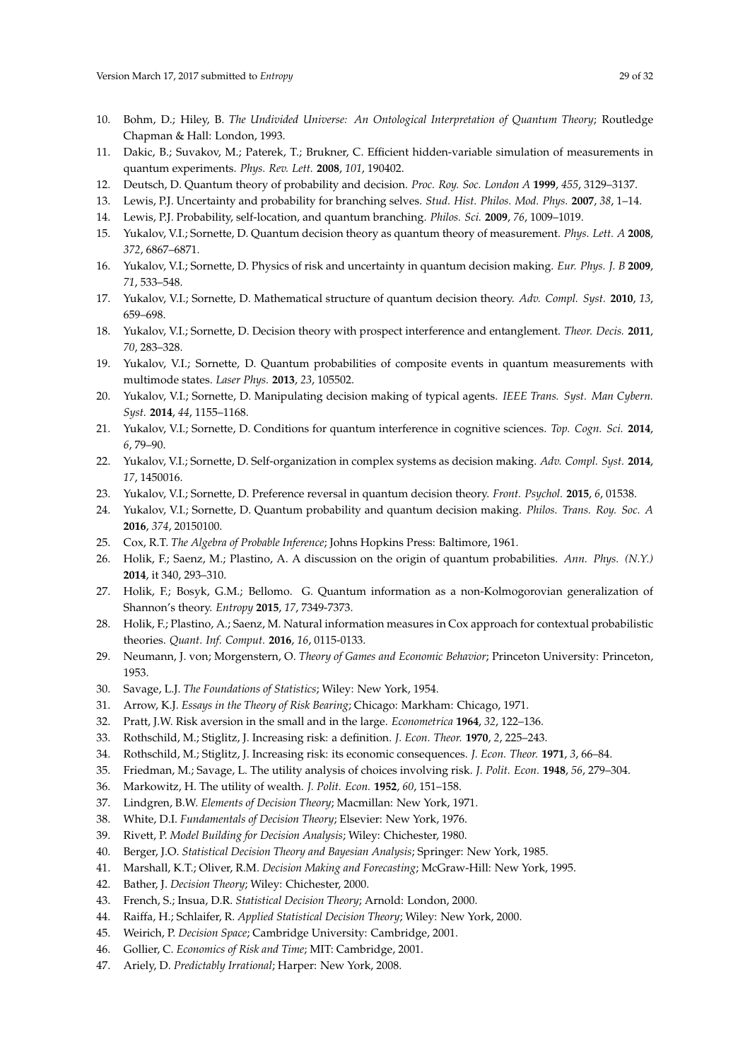10. Bohm, D.; Hiley, B. *The Undivided Universe: An Ontological Interpretation of Quantum Theory*; Routledge Chapman & Hall: London, 1993.
11. Dakic, B.; Suvakov, M.; Paterek, T.; Brukner, C. Efficient hidden-variable simulation of measurements in quantum experiments. *Phys. Rev. Lett.* **2008**, *101*, 190402.
12. Deutsch, D. Quantum theory of probability and decision. *Proc. Roy. Soc. London A* **1999**, *455*, 3129–3137.
13. Lewis, P.J. Uncertainty and probability for branching selves. *Stud. Hist. Philos. Mod. Phys.* **2007**, *38*, 1–14.
14. Lewis, P.J. Probability, self-location, and quantum branching. *Philos. Sci.* **2009**, *76*, 1009–1019.
15. Yukalov, V.I.; Sornette, D. Quantum decision theory as quantum theory of measurement. *Phys. Lett. A* **2008**, *372*, 6867–6871.
16. Yukalov, V.I.; Sornette, D. Physics of risk and uncertainty in quantum decision making. *Eur. Phys. J. B* **2009**, *71*, 533–548.
17. Yukalov, V.I.; Sornette, D. Mathematical structure of quantum decision theory. *Adv. Compl. Syst.* **2010**, *13*, 659–698.
18. Yukalov, V.I.; Sornette, D. Decision theory with prospect interference and entanglement. *Theor. Decis.* **2011**, *70*, 283–328.
19. Yukalov, V.I.; Sornette, D. Quantum probabilities of composite events in quantum measurements with multimode states. *Laser Phys.* **2013**, *23*, 105502.
20. Yukalov, V.I.; Sornette, D. Manipulating decision making of typical agents. *IEEE Trans. Syst. Man Cybern. Syst.* **2014**, *44*, 1155–1168.
21. Yukalov, V.I.; Sornette, D. Conditions for quantum interference in cognitive sciences. *Top. Cogn. Sci.* **2014**, *6*, 79–90.
22. Yukalov, V.I.; Sornette, D. Self-organization in complex systems as decision making. *Adv. Compl. Syst.* **2014**, *17*, 1450016.
23. Yukalov, V.I.; Sornette, D. Preference reversal in quantum decision theory. *Front. Psychol.* **2015**, *6*, 01538.
24. Yukalov, V.I.; Sornette, D. Quantum probability and quantum decision making. *Philos. Trans. Roy. Soc. A* **2016**, *374*, 20150100.
25. Cox, R.T. *The Algebra of Probable Inference*; Johns Hopkins Press: Baltimore, 1961.
26. Holik, F.; Saenz, M.; Plastino, A. A discussion on the origin of quantum probabilities. *Ann. Phys. (N.Y.)* **2014**, it 340, 293–310.
27. Holik, F.; Bosyk, G.M.; Bellomo. G. Quantum information as a non-Kolmogorovian generalization of Shannon's theory. *Entropy* **2015**, *17*, 7349-7373.
28. Holik, F.; Plastino, A.; Saenz, M. Natural information measures in Cox approach for contextual probabilistic theories. *Quant. Inf. Comput.* **2016**, *16*, 0115-0133.
29. Neumann, J. von; Morgenstern, O. *Theory of Games and Economic Behavior*; Princeton University: Princeton, 1953.
30. Savage, L.J. *The Foundations of Statistics*; Wiley: New York, 1954.
31. Arrow, K.J. *Essays in the Theory of Risk Bearing*; Chicago: Markham: Chicago, 1971.
32. Pratt, J.W. Risk aversion in the small and in the large. *Econometrica* **1964**, *32*, 122–136.
33. Rothschild, M.; Stiglitz, J. Increasing risk: a definition. *J. Econ. Theor.* **1970**, *2*, 225–243.
34. Rothschild, M.; Stiglitz, J. Increasing risk: its economic consequences. *J. Econ. Theor.* **1971**, *3*, 66–84.
35. Friedman, M.; Savage, L. The utility analysis of choices involving risk. *J. Polit. Econ.* **1948**, *56*, 279–304.
36. Markowitz, H. The utility of wealth. *J. Polit. Econ.* **1952**, *60*, 151–158.
37. Lindgren, B.W. *Elements of Decision Theory*; Macmillan: New York, 1971.
38. White, D.I. *Fundamentals of Decision Theory*; Elsevier: New York, 1976.
39. Rivett, P. *Model Building for Decision Analysis*; Wiley: Chichester, 1980.
40. Berger, J.O. *Statistical Decision Theory and Bayesian Analysis*; Springer: New York, 1985.
41. Marshall, K.T.; Oliver, R.M. *Decision Making and Forecasting*; McGraw-Hill: New York, 1995.
42. Bather, J. *Decision Theory*; Wiley: Chichester, 2000.
43. French, S.; Insua, D.R. *Statistical Decision Theory*; Arnold: London, 2000.
44. Raiffa, H.; Schlaifer, R. *Applied Statistical Decision Theory*; Wiley: New York, 2000.
45. Weirich, P. *Decision Space*; Cambridge University: Cambridge, 2001.
46. Gollier, C. *Economics of Risk and Time*; MIT: Cambridge, 2001.
47. Ariely, D. *Predictably Irrational*; Harper: New York, 2008.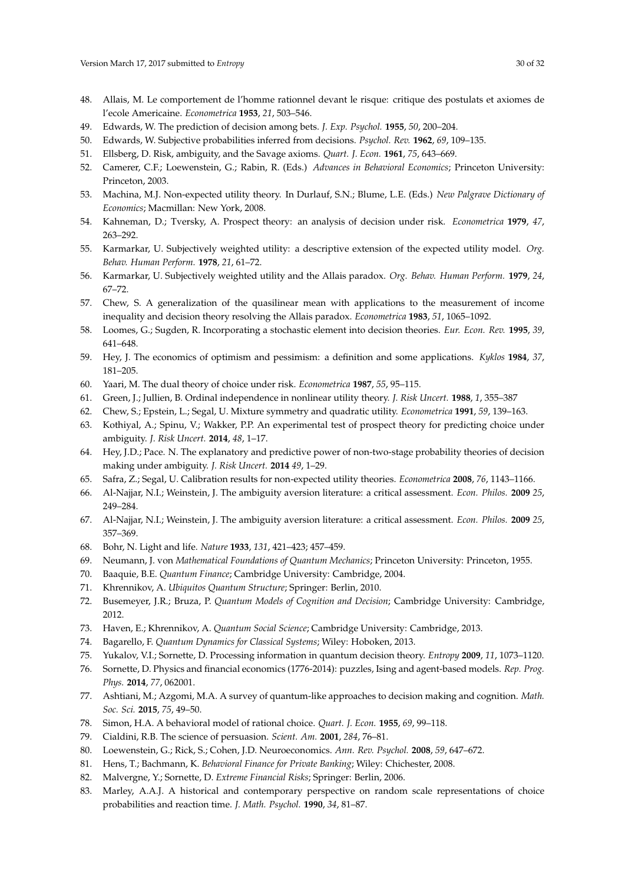48. Allais, M. Le comportement de l'homme rationnel devant le risque: critique des postulats et axiomes de l'ecole Americaine. *Econometrica* **1953**, *21*, 503–546.
49. Edwards, W. The prediction of decision among bets. *J. Exp. Psychol.* **1955**, *50*, 200–204.
50. Edwards, W. Subjective probabilities inferred from decisions. *Psychol. Rev.* **1962**, *69*, 109–135.
51. Ellsberg, D. Risk, ambiguity, and the Savage axioms. *Quart. J. Econ.* **1961**, *75*, 643–669.
52. Camerer, C.F.; Loewenstein, G.; Rabin, R. (Eds.) *Advances in Behavioral Economics*; Princeton University: Princeton, 2003.
53. Machina, M.J. Non-expected utility theory. In Durlauf, S.N.; Blume, L.E. (Eds.) *New Palgrave Dictionary of Economics*; Macmillan: New York, 2008.
54. Kahneman, D.; Tversky, A. Prospect theory: an analysis of decision under risk. *Econometrica* **1979**, *47*, 263–292.
55. Karmarkar, U. Subjectively weighted utility: a descriptive extension of the expected utility model. *Org. Behav. Human Perform.* **1978**, *21*, 61–72.
56. Karmarkar, U. Subjectively weighted utility and the Allais paradox. *Org. Behav. Human Perform.* **1979**, *24*, 67–72.
57. Chew, S. A generalization of the quasilinear mean with applications to the measurement of income inequality and decision theory resolving the Allais paradox. *Econometrica* **1983**, *51*, 1065–1092.
58. Loomes, G.; Sugden, R. Incorporating a stochastic element into decision theories. *Eur. Econ. Rev.* **1995**, *39*, 641–648.
59. Hey, J. The economics of optimism and pessimism: a definition and some applications. *Kyklos* **1984**, *37*, 181–205.
60. Yaari, M. The dual theory of choice under risk. *Econometrica* **1987**, *55*, 95–115.
61. Green, J.; Jullien, B. Ordinal independence in nonlinear utility theory. *J. Risk Uncert.* **1988**, *1*, 355–387
62. Chew, S.; Epstein, L.; Segal, U. Mixture symmetry and quadratic utility. *Econometrica* **1991**, *59*, 139–163.
63. Kothiyal, A.; Spinu, V.; Wakker, P.P. An experimental test of prospect theory for predicting choice under ambiguity. *J. Risk Uncert.* **2014**, *48*, 1–17.
64. Hey, J.D.; Pace. N. The explanatory and predictive power of non-two-stage probability theories of decision making under ambiguity. *J. Risk Uncert.* **2014** *49*, 1–29.
65. Safra, Z.; Segal, U. Calibration results for non-expected utility theories. *Econometrica* **2008**, *76*, 1143–1166.
66. Al-Najjar, N.I.; Weinstein, J. The ambiguity aversion literature: a critical assessment. *Econ. Philos.* **2009** *25*, 249–284.
67. Al-Najjar, N.I.; Weinstein, J. The ambiguity aversion literature: a critical assessment. *Econ. Philos.* **2009** *25*, 357–369.
68. Bohr, N. Light and life. *Nature* **1933**, *131*, 421–423; 457–459.
69. Neumann, J. von *Mathematical Foundations of Quantum Mechanics*; Princeton University: Princeton, 1955.
70. Baaquie, B.E. *Quantum Finance*; Cambridge University: Cambridge, 2004.
71. Khrennikov, A. *Ubiquitos Quantum Structure*; Springer: Berlin, 2010.
72. Busemeyer, J.R.; Bruza, P. *Quantum Models of Cognition and Decision*; Cambridge University: Cambridge, 2012.
73. Haven, E.; Khrennikov, A. *Quantum Social Science*; Cambridge University: Cambridge, 2013.
74. Bagarello, F. *Quantum Dynamics for Classical Systems*; Wiley: Hoboken, 2013.
75. Yukalov, V.I.; Sornette, D. Processing information in quantum decision theory. *Entropy* **2009**, *11*, 1073–1120.
76. Sornette, D. Physics and financial economics (1776-2014): puzzles, Ising and agent-based models. *Rep. Prog. Phys.* **2014**, *77*, 062001.
77. Ashtiani, M.; Azgomi, M.A. A survey of quantum-like approaches to decision making and cognition. *Math. Soc. Sci.* **2015**, *75*, 49–50.
78. Simon, H.A. A behavioral model of rational choice. *Quart. J. Econ.* **1955**, *69*, 99–118.
79. Cialdini, R.B. The science of persuasion. *Scient. Am.* **2001**, *284*, 76–81.
80. Loewenstein, G.; Rick, S.; Cohen, J.D. Neuroeconomics. *Ann. Rev. Psychol.* **2008**, *59*, 647–672.
81. Hens, T.; Bachmann, K. *Behavioral Finance for Private Banking*; Wiley: Chichester, 2008.
82. Malvergne, Y.; Sornette, D. *Extreme Financial Risks*; Springer: Berlin, 2006.
83. Marley, A.A.J. A historical and contemporary perspective on random scale representations of choice probabilities and reaction time. *J. Math. Psychol.* **1990**, *34*, 81–87.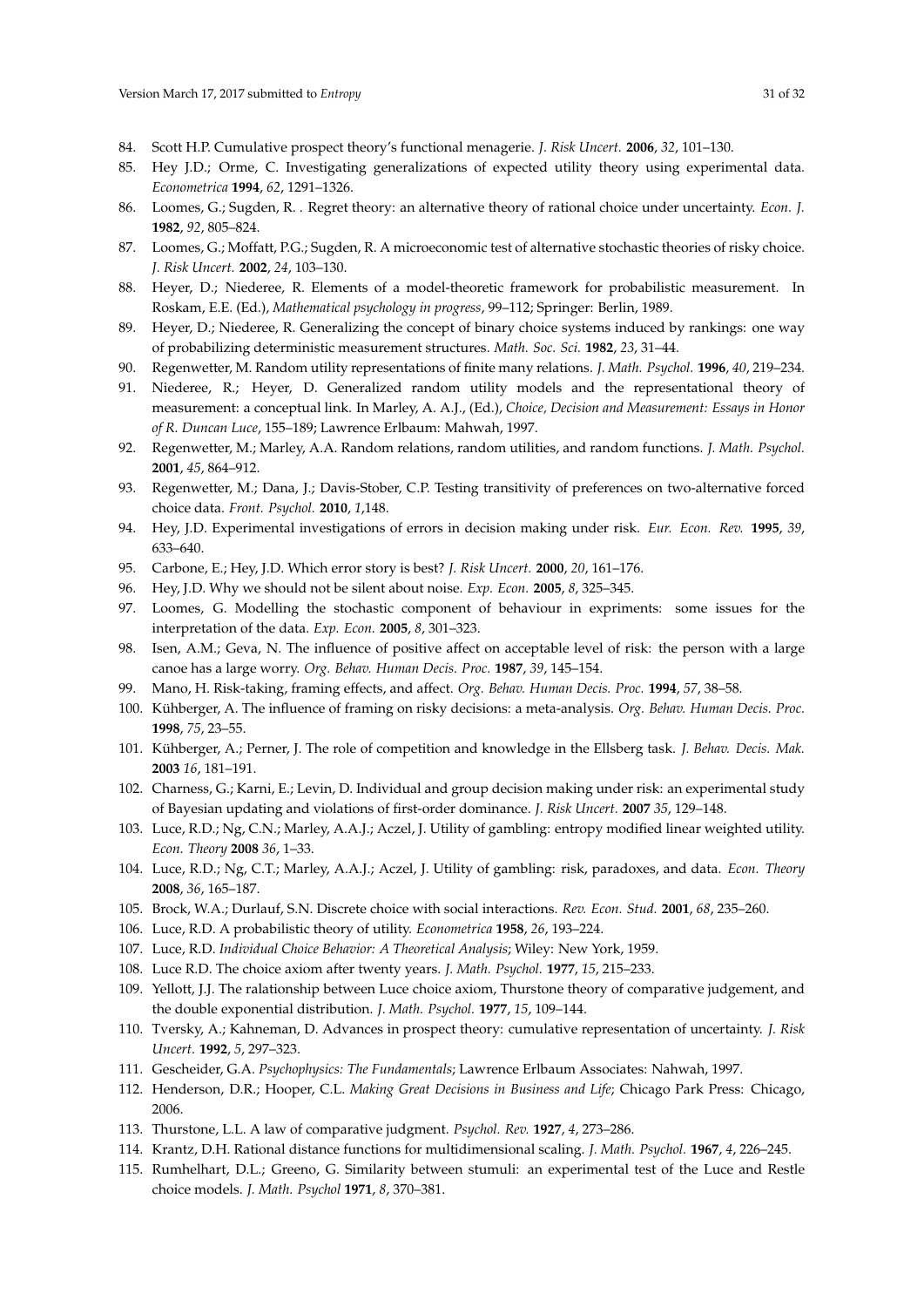84. Scott H.P. Cumulative prospect theory's functional menagerie. *J. Risk Uncert.* **2006**, *32*, 101–130.
85. Hey J.D.; Orme, C. Investigating generalizations of expected utility theory using experimental data. *Econometrica* **1994**, *62*, 1291–1326.
86. Loomes, G.; Sugden, R. . Regret theory: an alternative theory of rational choice under uncertainty. *Econ. J.* **1982**, *92*, 805–824.
87. Loomes, G.; Moffatt, P.G.; Sugden, R. A microeconomic test of alternative stochastic theories of risky choice. *J. Risk Uncert.* **2002**, *24*, 103–130.
88. Heyer, D.; Niederee, R. Elements of a model-theoretic framework for probabilistic measurement. In Roskam, E.E. (Ed.), *Mathematical psychology in progress*, 99–112; Springer: Berlin, 1989.
89. Heyer, D.; Niederee, R. Generalizing the concept of binary choice systems induced by rankings: one way of probabilizing deterministic measurement structures. *Math. Soc. Sci.* **1982**, *23*, 31–44.
90. Regenwetter, M. Random utility representations of finite many relations. *J. Math. Psychol.* **1996**, *40*, 219–234.
91. Niederee, R.; Heyer, D. Generalized random utility models and the representational theory of measurement: a conceptual link. In Marley, A. A.J., (Ed.), *Choice, Decision and Measurement: Essays in Honor of R. Duncan Luce*, 155–189; Lawrence Erlbaum: Mahwah, 1997.
92. Regenwetter, M.; Marley, A.A. Random relations, random utilities, and random functions. *J. Math. Psychol.* **2001**, *45*, 864–912.
93. Regenwetter, M.; Dana, J.; Davis-Stober, C.P. Testing transitivity of preferences on two-alternative forced choice data. *Front. Psychol.* **2010**, *1*,148.
94. Hey, J.D. Experimental investigations of errors in decision making under risk. *Eur. Econ. Rev.* **1995**, *39*, 633–640.
95. Carbone, E.; Hey, J.D. Which error story is best? *J. Risk Uncert.* **2000**, *20*, 161–176.
96. Hey, J.D. Why we should not be silent about noise. *Exp. Econ.* **2005**, *8*, 325–345.
97. Loomes, G. Modelling the stochastic component of behaviour in expriments: some issues for the interpretation of the data. *Exp. Econ.* **2005**, *8*, 301–323.
98. Isen, A.M.; Geva, N. The influence of positive affect on acceptable level of risk: the person with a large canoe has a large worry. *Org. Behav. Human Decis. Proc.* **1987**, *39*, 145–154.
99. Mano, H. Risk-taking, framing effects, and affect. *Org. Behav. Human Decis. Proc.* **1994**, *57*, 38–58.
100. Kühberger, A. The influence of framing on risky decisions: a meta-analysis. *Org. Behav. Human Decis. Proc.* **1998**, *75*, 23–55.
101. Kühberger, A.; Perner, J. The role of competition and knowledge in the Ellsberg task. *J. Behav. Decis. Mak.* **2003** *16*, 181–191.
102. Charness, G.; Karni, E.; Levin, D. Individual and group decision making under risk: an experimental study of Bayesian updating and violations of first-order dominance. *J. Risk Uncert.* **2007** *35*, 129–148.
103. Luce, R.D.; Ng, C.N.; Marley, A.A.J.; Aczel, J. Utility of gambling: entropy modified linear weighted utility. *Econ. Theory* **2008** *36*, 1–33.
104. Luce, R.D.; Ng, C.T.; Marley, A.A.J.; Aczel, J. Utility of gambling: risk, paradoxes, and data. *Econ. Theory* **2008**, *36*, 165–187.
105. Brock, W.A.; Durlauf, S.N. Discrete choice with social interactions. *Rev. Econ. Stud.* **2001**, *68*, 235–260.
106. Luce, R.D. A probabilistic theory of utility. *Econometrica* **1958**, *26*, 193–224.
107. Luce, R.D. *Individual Choice Behavior: A Theoretical Analysis*; Wiley: New York, 1959.
108. Luce R.D. The choice axiom after twenty years. *J. Math. Psychol.* **1977**, *15*, 215–233.
109. Yellott, J.J. The ralationship between Luce choice axiom, Thurstone theory of comparative judgement, and the double exponential distribution. *J. Math. Psychol.* **1977**, *15*, 109–144.
110. Tversky, A.; Kahneman, D. Advances in prospect theory: cumulative representation of uncertainty. *J. Risk Uncert.* **1992**, *5*, 297–323.
111. Gescheider, G.A. *Psychophysics: The Fundamentals*; Lawrence Erlbaum Associates: Nahwah, 1997.
112. Henderson, D.R.; Hooper, C.L. *Making Great Decisions in Business and Life*; Chicago Park Press: Chicago, 2006.
113. Thurstone, L.L. A law of comparative judgment. *Psychol. Rev.* **1927**, *4*, 273–286.
114. Krantz, D.H. Rational distance functions for multidimensional scaling. *J. Math. Psychol.* **1967**, *4*, 226–245.
115. Rumhelhart, D.L.; Greeno, G. Similarity between stumuli: an experimental test of the Luce and Restle choice models. *J. Math. Psychol* **1971**, *8*, 370–381.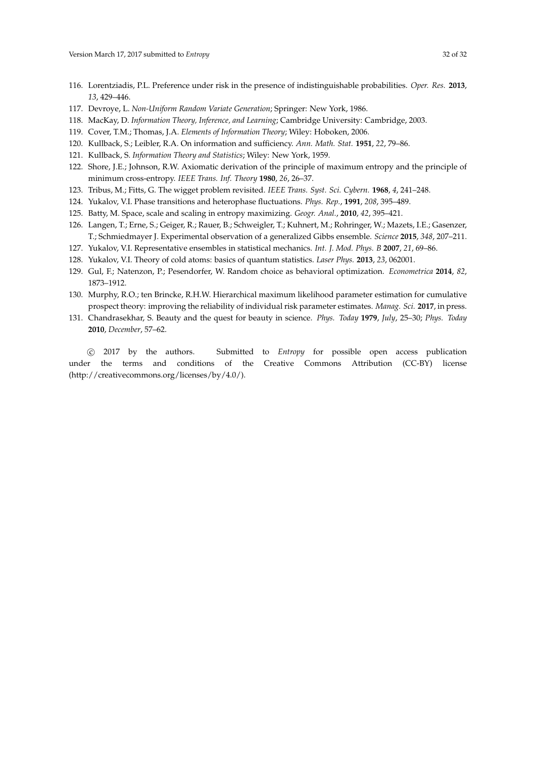116. Lorentziadis, P.L. Preference under risk in the presence of indistinguishable probabilities. *Oper. Res.* **2013**, *13*, 429–446.
117. Devroye, L. *Non-Uniform Random Variate Generation*; Springer: New York, 1986.
118. MacKay, D. *Information Theory, Inference, and Learning*; Cambridge University: Cambridge, 2003.
119. Cover, T.M.; Thomas, J.A. *Elements of Information Theory*; Wiley: Hoboken, 2006.
120. Kullback, S.; Leibler, R.A. On information and sufficiency. *Ann. Math. Stat.* **1951**, *22*, 79–86.
121. Kullback, S. *Information Theory and Statistics*; Wiley: New York, 1959.
122. Shore, J.E.; Johnson, R.W. Axiomatic derivation of the principle of maximum entropy and the principle of minimum cross-entropy. *IEEE Trans. Inf. Theory* **1980**, *26*, 26–37.
123. Tribus, M.; Fitts, G. The wigget problem revisited. *IEEE Trans. Syst. Sci. Cybern.* **1968**, *4*, 241–248.
124. Yukalov, V.I. Phase transitions and heterophase fluctuations. *Phys. Rep.*, **1991**, *208*, 395–489.
125. Batty, M. Space, scale and scaling in entropy maximizing. *Geogr. Anal.*, **2010**, *42*, 395–421.
126. Langen, T.; Erne, S.; Geiger, R.; Rauer, B.; Schweigler, T.; Kuhnert, M.; Rohringer, W.; Mazets, I.E.; Gasenzer, T.; Schmiedmayer J. Experimental observation of a generalized Gibbs ensemble. *Science* **2015**, *348*, 207–211.
127. Yukalov, V.I. Representative ensembles in statistical mechanics. *Int. J. Mod. Phys. B* **2007**, *21*, 69–86.
128. Yukalov, V.I. Theory of cold atoms: basics of quantum statistics. *Laser Phys.* **2013**, *23*, 062001.
129. Gul, F.; Natenzon, P.; Pesendorfer, W. Random choice as behavioral optimization. *Econometrica* **2014**, *82*, 1873–1912.
130. Murphy, R.O.; ten Brincke, R.H.W. Hierarchical maximum likelihood parameter estimation for cumulative prospect theory: improving the reliability of individual risk parameter estimates. *Manag. Sci.* **2017**, in press.
131. Chandrasekhar, S. Beauty and the quest for beauty in science. *Phys. Today* **1979**, *July*, 25–30; *Phys. Today* **2010**, *December*, 57–62.

© 2017 by the authors. Submitted to *Entropy* for possible open access publication under the terms and conditions of the Creative Commons Attribution (CC-BY) license (http://creativecommons.org/licenses/by/4.0/).